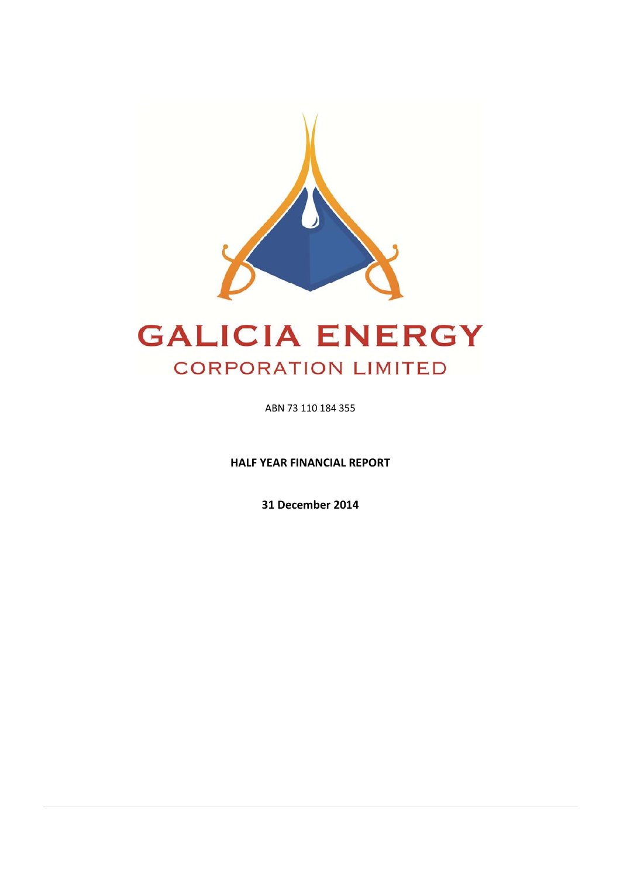# GALICIA ENERGY

## CORPORATION LIMITED

ABN 73 110 184 355

**HALF YEAR FINANCIAL REPORT**

**31 December 2014**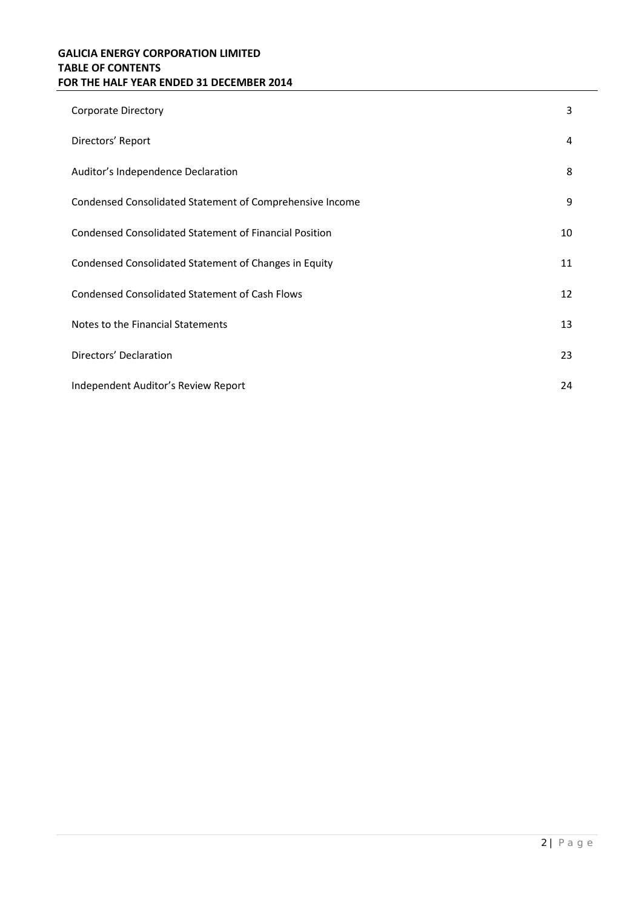**GALICIA ENERGY CORPORATION LIMITED**
**TABLE OF CONTENTS**
**FOR THE HALF YEAR ENDED 31 DECEMBER 2014**

| | |
|---|---|
| Corporate Directory | 3 |
| Directors' Report | 4 |
| Auditor's Independence Declaration | 8 |
| Condensed Consolidated Statement of Comprehensive Income | 9 |
| Condensed Consolidated Statement of Financial Position | 10 |
| Condensed Consolidated Statement of Changes in Equity | 11 |
| Condensed Consolidated Statement of Cash Flows | 12 |
| Notes to the Financial Statements | 13 |
| Directors' Declaration | 23 |
| Independent Auditor's Review Report | 24 |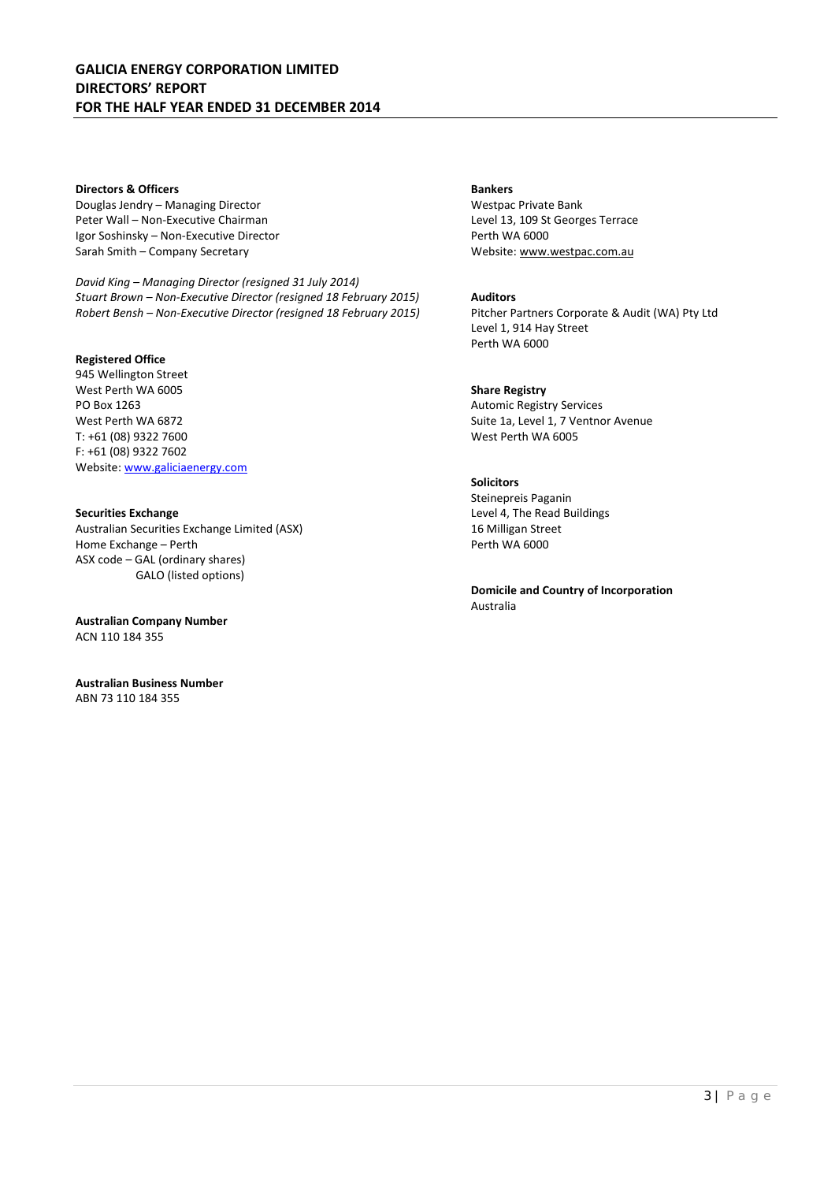**Directors & Officers**
Douglas Jendry – Managing Director
Peter Wall – Non-Executive Chairman
Igor Soshinsky – Non-Executive Director
Sarah Smith – Company Secretary

*David King – Managing Director (resigned 31 July 2014)*
*Stuart Brown – Non-Executive Director (resigned 18 February 2015)*
*Robert Bensh – Non-Executive Director (resigned 18 February 2015)*

**Registered Office**
945 Wellington Street
West Perth WA 6005
PO Box 1263
West Perth WA 6872
T: +61 (08) 9322 7600
F: +61 (08) 9322 7602
Website: www.galiciaenergy.com

**Securities Exchange**
Australian Securities Exchange Limited (ASX)
Home Exchange – Perth
ASX code – GAL (ordinary shares)
GALO (listed options)

**Australian Company Number**
ACN 110 184 355

**Australian Business Number**
ABN 73 110 184 355

**Bankers**
Westpac Private Bank
Level 13, 109 St Georges Terrace
Perth WA 6000
Website: www.westpac.com.au

**Auditors**
Pitcher Partners Corporate & Audit (WA) Pty Ltd
Level 1, 914 Hay Street
Perth WA 6000

**Share Registry**
Automic Registry Services
Suite 1a, Level 1, 7 Ventnor Avenue
West Perth WA 6005

**Solicitors**
Steinepreis Paganin
Level 4, The Read Buildings
16 Milligan Street
Perth WA 6000

**Domicile and Country of Incorporation**
Australia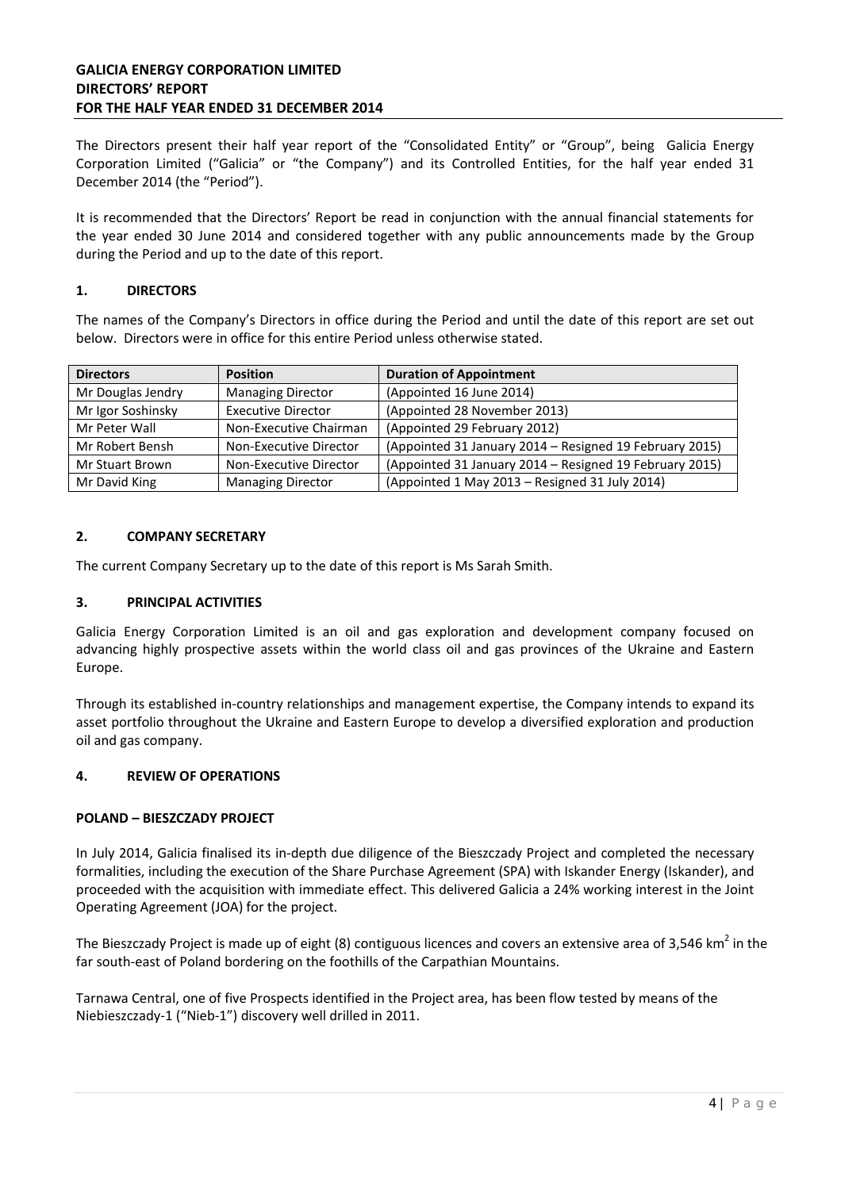# GALICIA ENERGY CORPORATION LIMITED
## DIRECTORS' REPORT
## FOR THE HALF YEAR ENDED 31 DECEMBER 2014

The Directors present their half year report of the "Consolidated Entity" or "Group", being Galicia Energy Corporation Limited ("Galicia" or "the Company") and its Controlled Entities, for the half year ended 31 December 2014 (the "Period").

It is recommended that the Directors' Report be read in conjunction with the annual financial statements for the year ended 30 June 2014 and considered together with any public announcements made by the Group during the Period and up to the date of this report.

### 1. DIRECTORS

The names of the Company's Directors in office during the Period and until the date of this report are set out below. Directors were in office for this entire Period unless otherwise stated.

| Directors | Position | Duration of Appointment |
|---|---|---|
| Mr Douglas Jendry | Managing Director | (Appointed 16 June 2014) |
| Mr Igor Soshinsky | Executive Director | (Appointed 28 November 2013) |
| Mr Peter Wall | Non-Executive Chairman | (Appointed 29 February 2012) |
| Mr Robert Bensh | Non-Executive Director | (Appointed 31 January 2014 – Resigned 19 February 2015) |
| Mr Stuart Brown | Non-Executive Director | (Appointed 31 January 2014 – Resigned 19 February 2015) |
| Mr David King | Managing Director | (Appointed 1 May 2013 – Resigned 31 July 2014) |

### 2. COMPANY SECRETARY

The current Company Secretary up to the date of this report is Ms Sarah Smith.

### 3. PRINCIPAL ACTIVITIES

Galicia Energy Corporation Limited is an oil and gas exploration and development company focused on advancing highly prospective assets within the world class oil and gas provinces of the Ukraine and Eastern Europe.

Through its established in-country relationships and management expertise, the Company intends to expand its asset portfolio throughout the Ukraine and Eastern Europe to develop a diversified exploration and production oil and gas company.

### 4. REVIEW OF OPERATIONS

**POLAND – BIESZCZADY PROJECT**

In July 2014, Galicia finalised its in-depth due diligence of the Bieszczady Project and completed the necessary formalities, including the execution of the Share Purchase Agreement (SPA) with Iskander Energy (Iskander), and proceeded with the acquisition with immediate effect. This delivered Galicia a 24% working interest in the Joint Operating Agreement (JOA) for the project.

The Bieszczady Project is made up of eight (8) contiguous licences and covers an extensive area of 3,546 km$^2$ in the far south-east of Poland bordering on the foothills of the Carpathian Mountains.

Tarnawa Central, one of five Prospects identified in the Project area, has been flow tested by means of the Niebieszczady-1 ("Nieb-1") discovery well drilled in 2011.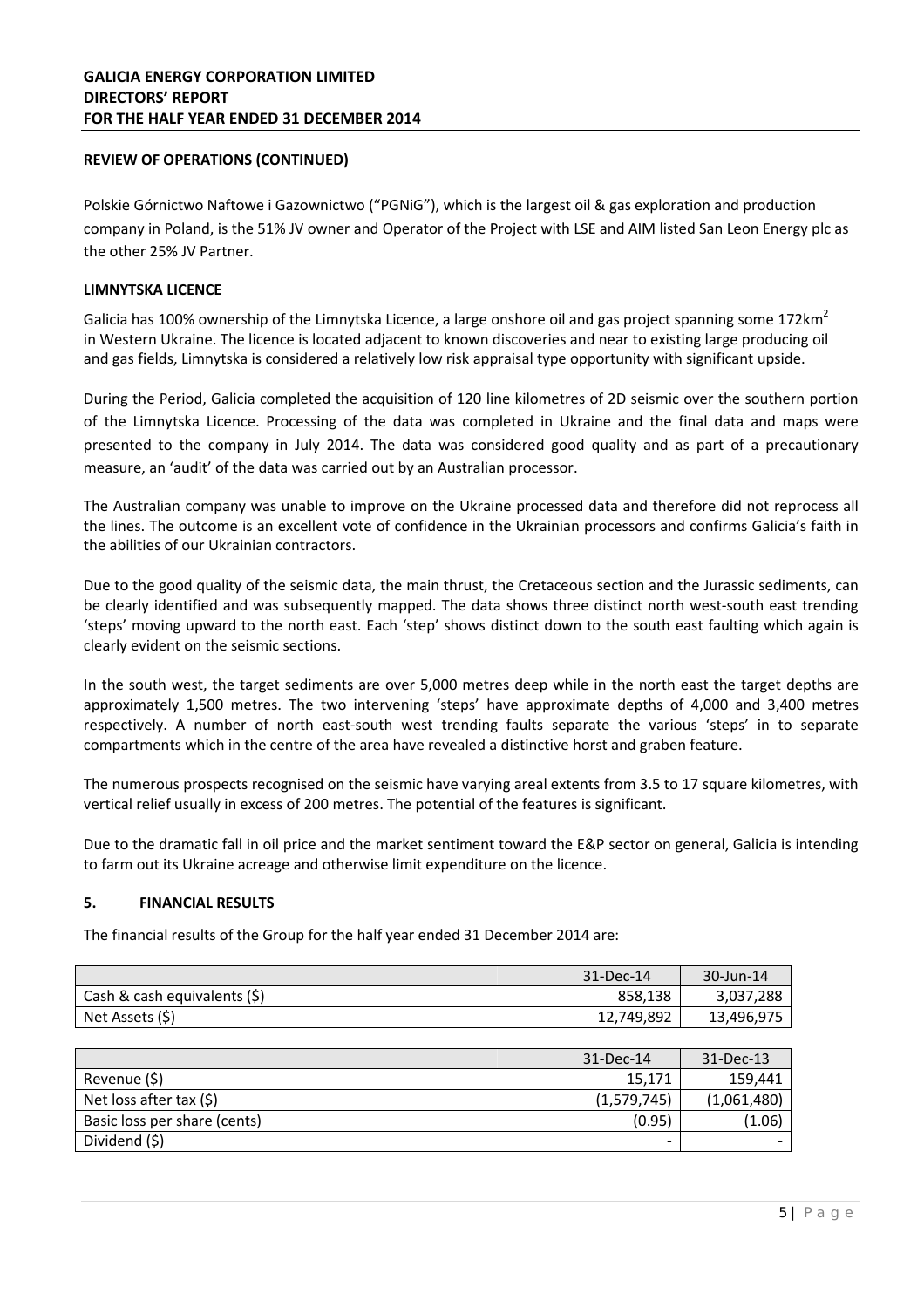## REVIEW OF OPERATIONS (CONTINUED)

Polskie Górnictwo Naftowe i Gazownictwo ("PGNiG"), which is the largest oil & gas exploration and production company in Poland, is the 51% JV owner and Operator of the Project with LSE and AIM listed San Leon Energy plc as the other 25% JV Partner.

### LIMNYTSKA LICENCE

Galicia has 100% ownership of the Limnytska Licence, a large onshore oil and gas project spanning some 172km$^2$ in Western Ukraine. The licence is located adjacent to known discoveries and near to existing large producing oil and gas fields, Limnytska is considered a relatively low risk appraisal type opportunity with significant upside.

During the Period, Galicia completed the acquisition of 120 line kilometres of 2D seismic over the southern portion of the Limnytska Licence. Processing of the data was completed in Ukraine and the final data and maps were presented to the company in July 2014. The data was considered good quality and as part of a precautionary measure, an 'audit' of the data was carried out by an Australian processor.

The Australian company was unable to improve on the Ukraine processed data and therefore did not reprocess all the lines. The outcome is an excellent vote of confidence in the Ukrainian processors and confirms Galicia's faith in the abilities of our Ukrainian contractors.

Due to the good quality of the seismic data, the main thrust, the Cretaceous section and the Jurassic sediments, can be clearly identified and was subsequently mapped. The data shows three distinct north west-south east trending 'steps' moving upward to the north east. Each 'step' shows distinct down to the south east faulting which again is clearly evident on the seismic sections.

In the south west, the target sediments are over 5,000 metres deep while in the north east the target depths are approximately 1,500 metres. The two intervening 'steps' have approximate depths of 4,000 and 3,400 metres respectively. A number of north east-south west trending faults separate the various 'steps' in to separate compartments which in the centre of the area have revealed a distinctive horst and graben feature.

The numerous prospects recognised on the seismic have varying areal extents from 3.5 to 17 square kilometres, with vertical relief usually in excess of 200 metres. The potential of the features is significant.

Due to the dramatic fall in oil price and the market sentiment toward the E&P sector on general, Galicia is intending to farm out its Ukraine acreage and otherwise limit expenditure on the licence.

## 5. FINANCIAL RESULTS

The financial results of the Group for the half year ended 31 December 2014 are:

| | 31-Dec-14 | 30-Jun-14 |
|---|---|---|
| Cash & cash equivalents ($) | 858,138 | 3,037,288 |
| Net Assets ($) | 12,749,892 | 13,496,975 |

| | 31-Dec-14 | 31-Dec-13 |
|---|---|---|
| Revenue ($) | 15,171 | 159,441 |
| Net loss after tax ($) | (1,579,745) | (1,061,480) |
| Basic loss per share (cents) | (0.95) | (1.06) |
| Dividend ($) | - | - |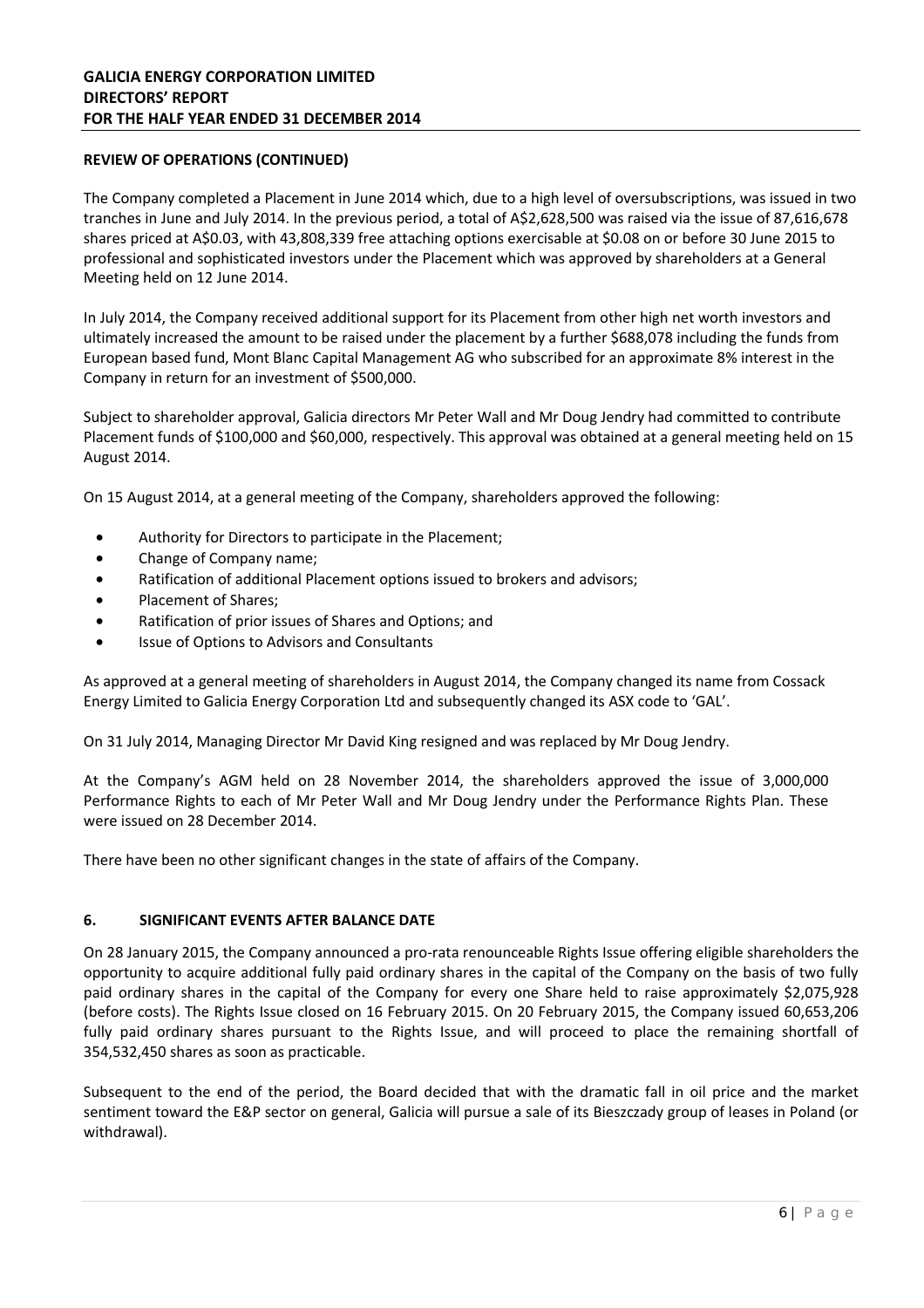**REVIEW OF OPERATIONS (CONTINUED)**

The Company completed a Placement in June 2014 which, due to a high level of oversubscriptions, was issued in two tranches in June and July 2014. In the previous period, a total of A$2,628,500 was raised via the issue of 87,616,678 shares priced at A$0.03, with 43,808,339 free attaching options exercisable at $0.08 on or before 30 June 2015 to professional and sophisticated investors under the Placement which was approved by shareholders at a General Meeting held on 12 June 2014.

In July 2014, the Company received additional support for its Placement from other high net worth investors and ultimately increased the amount to be raised under the placement by a further $688,078 including the funds from European based fund, Mont Blanc Capital Management AG who subscribed for an approximate 8% interest in the Company in return for an investment of $500,000.

Subject to shareholder approval, Galicia directors Mr Peter Wall and Mr Doug Jendry had committed to contribute Placement funds of $100,000 and $60,000, respectively. This approval was obtained at a general meeting held on 15 August 2014.

On 15 August 2014, at a general meeting of the Company, shareholders approved the following:

- Authority for Directors to participate in the Placement;
- Change of Company name;
- Ratification of additional Placement options issued to brokers and advisors;
- Placement of Shares;
- Ratification of prior issues of Shares and Options; and
- Issue of Options to Advisors and Consultants

As approved at a general meeting of shareholders in August 2014, the Company changed its name from Cossack Energy Limited to Galicia Energy Corporation Ltd and subsequently changed its ASX code to 'GAL'.

On 31 July 2014, Managing Director Mr David King resigned and was replaced by Mr Doug Jendry.

At the Company's AGM held on 28 November 2014, the shareholders approved the issue of 3,000,000 Performance Rights to each of Mr Peter Wall and Mr Doug Jendry under the Performance Rights Plan. These were issued on 28 December 2014.

There have been no other significant changes in the state of affairs of the Company.

## 6. SIGNIFICANT EVENTS AFTER BALANCE DATE

On 28 January 2015, the Company announced a pro-rata renounceable Rights Issue offering eligible shareholders the opportunity to acquire additional fully paid ordinary shares in the capital of the Company on the basis of two fully paid ordinary shares in the capital of the Company for every one Share held to raise approximately $2,075,928 (before costs). The Rights Issue closed on 16 February 2015. On 20 February 2015, the Company issued 60,653,206 fully paid ordinary shares pursuant to the Rights Issue, and will proceed to place the remaining shortfall of 354,532,450 shares as soon as practicable.

Subsequent to the end of the period, the Board decided that with the dramatic fall in oil price and the market sentiment toward the E&P sector on general, Galicia will pursue a sale of its Bieszczady group of leases in Poland (or withdrawal).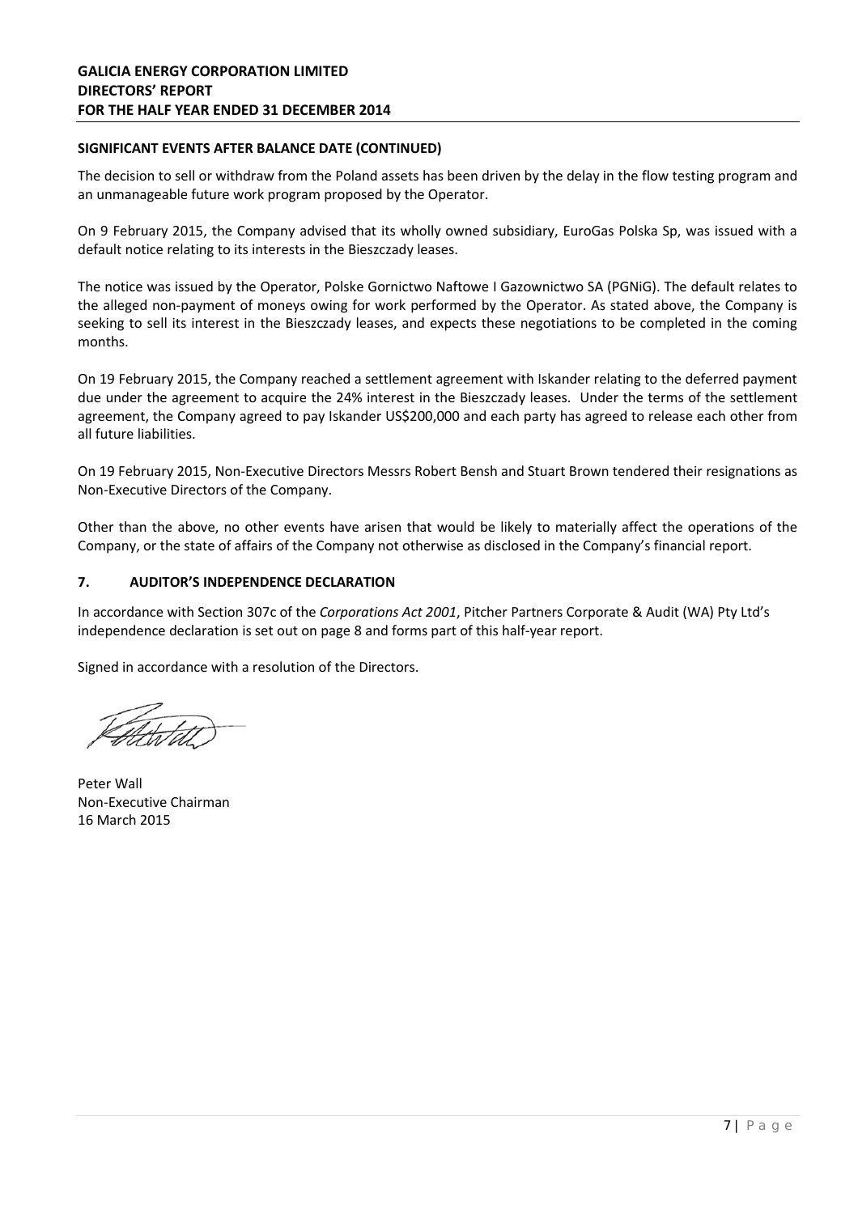**SIGNIFICANT EVENTS AFTER BALANCE DATE (CONTINUED)**

The decision to sell or withdraw from the Poland assets has been driven by the delay in the flow testing program and an unmanageable future work program proposed by the Operator.

On 9 February 2015, the Company advised that its wholly owned subsidiary, EuroGas Polska Sp, was issued with a default notice relating to its interests in the Bieszczady leases.

The notice was issued by the Operator, Polske Gornictwo Naftowe I Gazownictwo SA (PGNiG). The default relates to the alleged non-payment of moneys owing for work performed by the Operator. As stated above, the Company is seeking to sell its interest in the Bieszczady leases, and expects these negotiations to be completed in the coming months.

On 19 February 2015, the Company reached a settlement agreement with Iskander relating to the deferred payment due under the agreement to acquire the 24% interest in the Bieszczady leases. Under the terms of the settlement agreement, the Company agreed to pay Iskander US$200,000 and each party has agreed to release each other from all future liabilities.

On 19 February 2015, Non-Executive Directors Messrs Robert Bensh and Stuart Brown tendered their resignations as Non-Executive Directors of the Company.

Other than the above, no other events have arisen that would be likely to materially affect the operations of the Company, or the state of affairs of the Company not otherwise as disclosed in the Company's financial report.

## 7. AUDITOR'S INDEPENDENCE DECLARATION

In accordance with Section 307c of the *Corporations Act 2001*, Pitcher Partners Corporate & Audit (WA) Pty Ltd's independence declaration is set out on page 8 and forms part of this half-year report.

Signed in accordance with a resolution of the Directors.

Peter Wall
Non-Executive Chairman
16 March 2015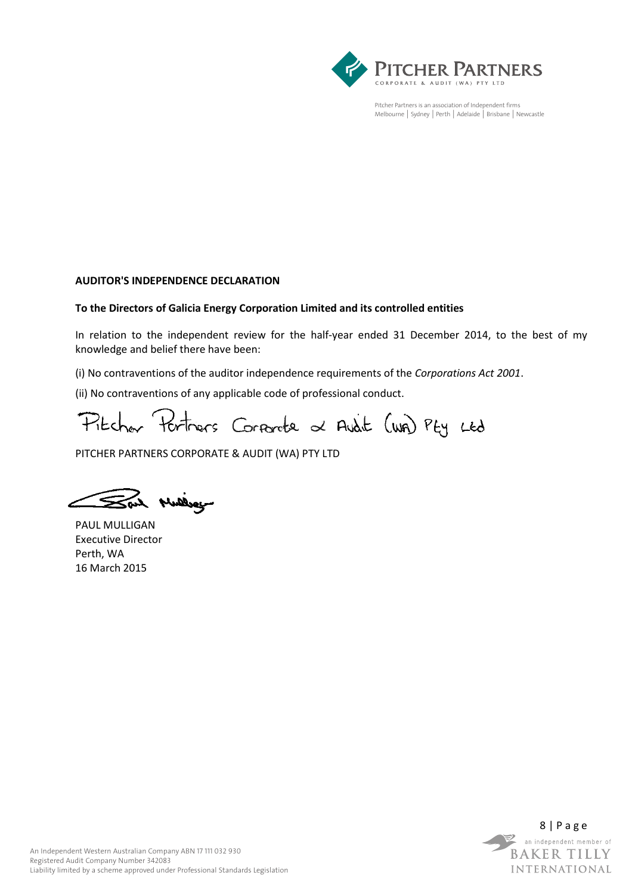**AUDITOR'S INDEPENDENCE DECLARATION**

**To the Directors of Galicia Energy Corporation Limited and its controlled entities**

In relation to the independent review for the half-year ended 31 December 2014, to the best of my knowledge and belief there have been:

(i) No contraventions of the auditor independence requirements of the *Corporations Act 2001*.

(ii) No contraventions of any applicable code of professional conduct.

Pitcher Partners Corporate & Audit (WA) Pty Ltd

PITCHER PARTNERS CORPORATE & AUDIT (WA) PTY LTD

PAUL MULLIGAN
Executive Director
Perth, WA
16 March 2015

An Independent Western Australian Company ABN 17 111 032 930
Registered Audit Company Number 342083
Liability limited by a scheme approved under Professional Standards Legislation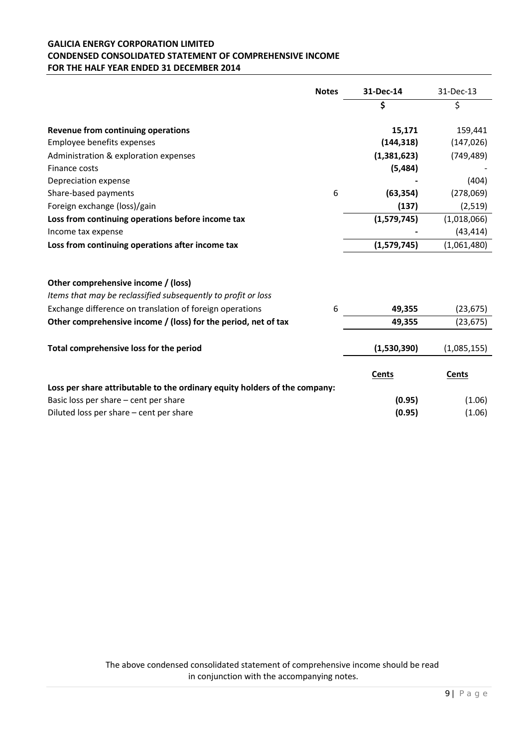**GALICIA ENERGY CORPORATION LIMITED**
**CONDENSED CONSOLIDATED STATEMENT OF COMPREHENSIVE INCOME**
**FOR THE HALF YEAR ENDED 31 DECEMBER 2014**

| | Notes | 31-Dec-14 | 31-Dec-13 |
|---|---|---|---|
| | | **$** | $ |
| **Revenue from continuing operations** | | **15,171** | 159,441 |
| Employee benefits expenses | | **(144,318)** | (147,026) |
| Administration & exploration expenses | | **(1,381,623)** | (749,489) |
| Finance costs | | **(5,484)** | - |
| Depreciation expense | | **-** | (404) |
| Share-based payments | 6 | **(63,354)** | (278,069) |
| Foreign exchange (loss)/gain | | **(137)** | (2,519) |
| **Loss from continuing operations before income tax** | | **(1,579,745)** | (1,018,066) |
| Income tax expense | | **-** | (43,414) |
| **Loss from continuing operations after income tax** | | **(1,579,745)** | (1,061,480) |
| | | | |
| **Other comprehensive income / (loss)** | | | |
| *Items that may be reclassified subsequently to profit or loss* | | | |
| Exchange difference on translation of foreign operations | 6 | **49,355** | (23,675) |
| **Other comprehensive income / (loss) for the period, net of tax** | | **49,355** | (23,675) |
| | | | |
| **Total comprehensive loss for the period** | | **(1,530,390)** | (1,085,155) |
| | | **Cents** | **Cents** |
| **Loss per share attributable to the ordinary equity holders of the company:** | | | |
| Basic loss per share – cent per share | | **(0.95)** | (1.06) |
| Diluted loss per share – cent per share | | **(0.95)** | (1.06) |

The above condensed consolidated statement of comprehensive income should be read in conjunction with the accompanying notes.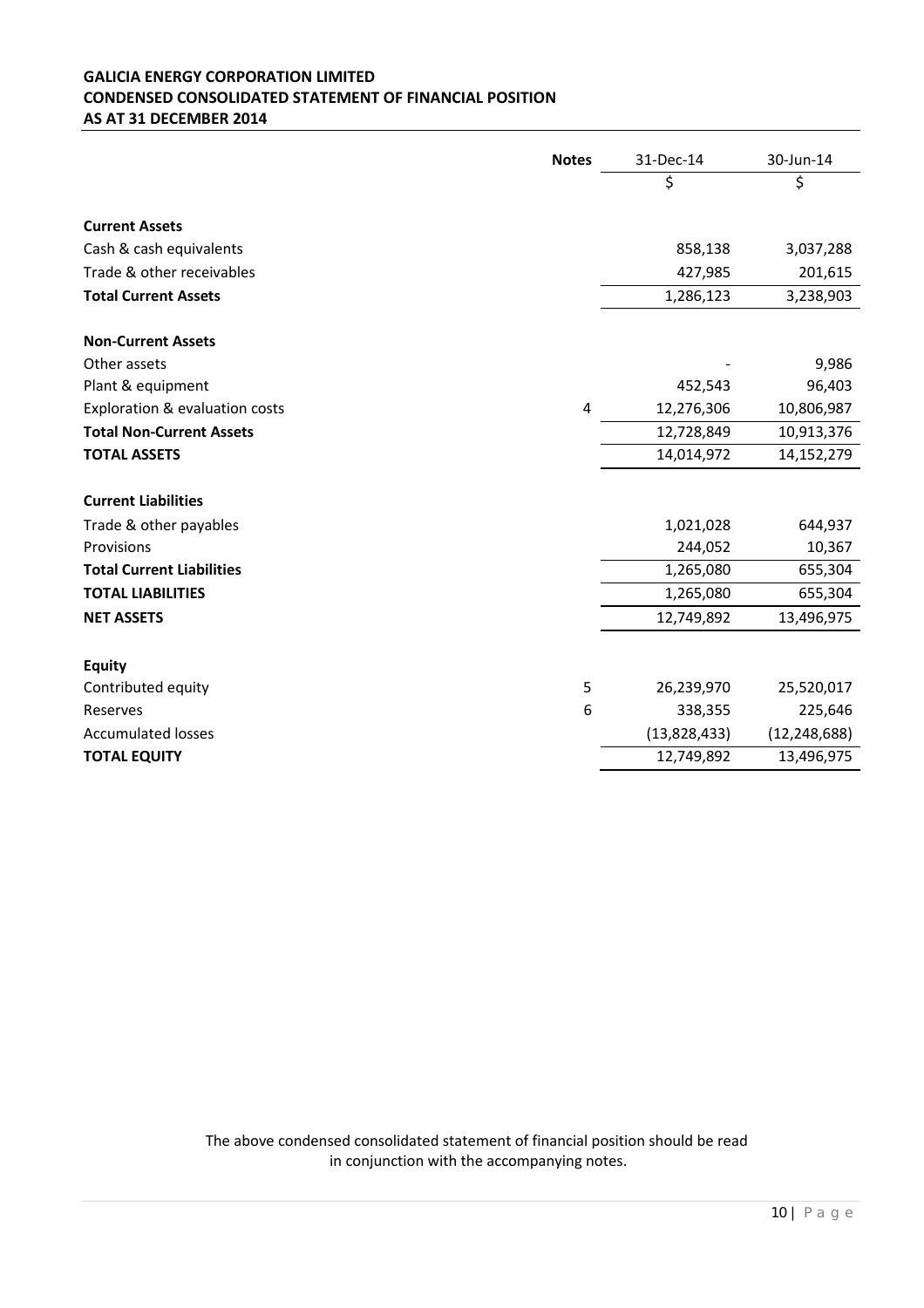**GALICIA ENERGY CORPORATION LIMITED**
**CONDENSED CONSOLIDATED STATEMENT OF FINANCIAL POSITION**
**AS AT 31 DECEMBER 2014**

| | Notes | 31-Dec-14 | 30-Jun-14 |
|---|---|---|---|
| | | $ | $ |
| **Current Assets** | | | |
| Cash & cash equivalents | | 858,138 | 3,037,288 |
| Trade & other receivables | | 427,985 | 201,615 |
| **Total Current Assets** | | 1,286,123 | 3,238,903 |
| **Non-Current Assets** | | | |
| Other assets | | - | 9,986 |
| Plant & equipment | | 452,543 | 96,403 |
| Exploration & evaluation costs | 4 | 12,276,306 | 10,806,987 |
| **Total Non-Current Assets** | | 12,728,849 | 10,913,376 |
| **TOTAL ASSETS** | | 14,014,972 | 14,152,279 |
| **Current Liabilities** | | | |
| Trade & other payables | | 1,021,028 | 644,937 |
| Provisions | | 244,052 | 10,367 |
| **Total Current Liabilities** | | 1,265,080 | 655,304 |
| **TOTAL LIABILITIES** | | 1,265,080 | 655,304 |
| **NET ASSETS** | | 12,749,892 | 13,496,975 |
| **Equity** | | | |
| Contributed equity | 5 | 26,239,970 | 25,520,017 |
| Reserves | 6 | 338,355 | 225,646 |
| Accumulated losses | | (13,828,433) | (12,248,688) |
| **TOTAL EQUITY** | | 12,749,892 | 13,496,975 |

The above condensed consolidated statement of financial position should be read in conjunction with the accompanying notes.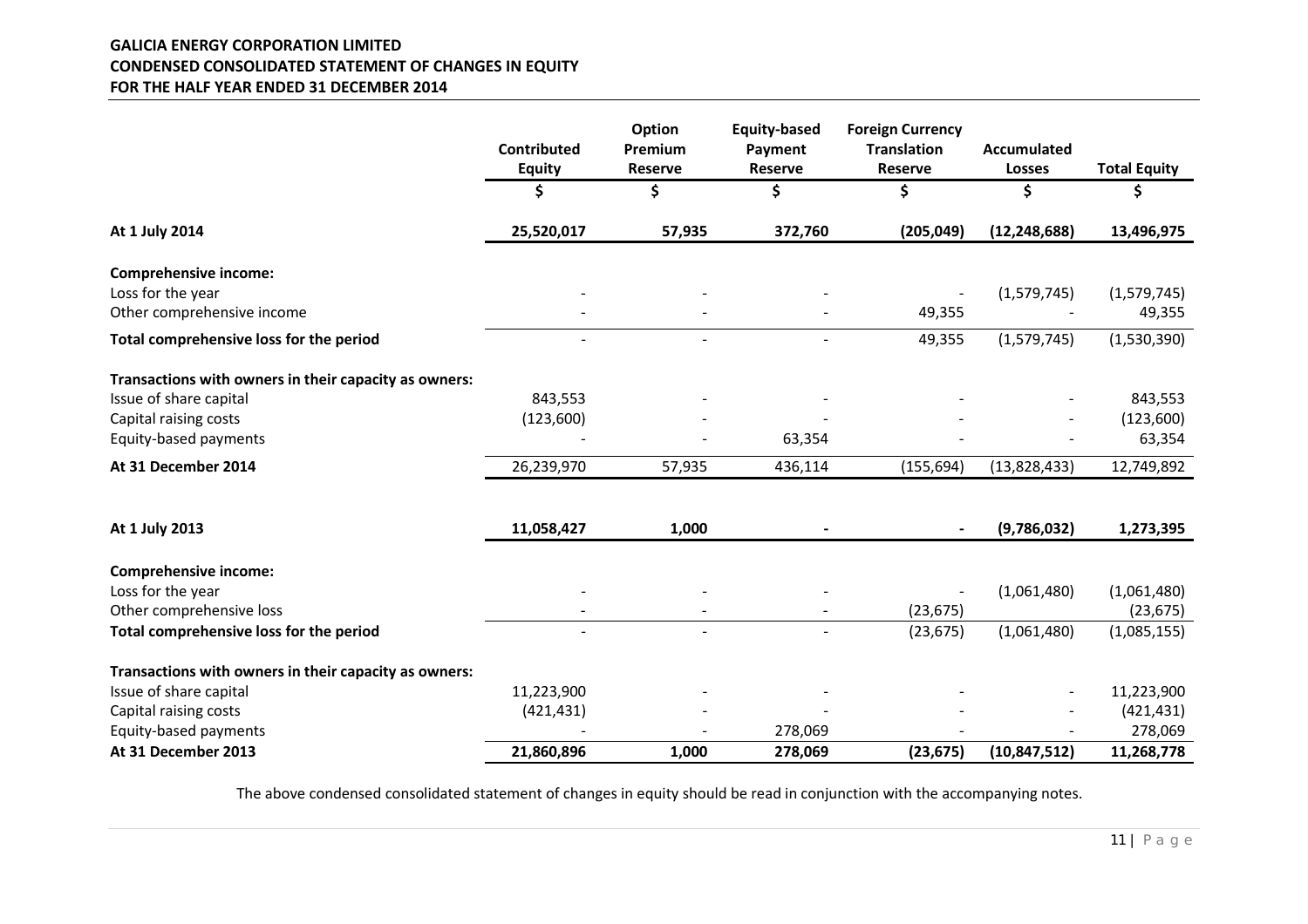**GALICIA ENERGY CORPORATION LIMITED**
**CONDENSED CONSOLIDATED STATEMENT OF CHANGES IN EQUITY**
**FOR THE HALF YEAR ENDED 31 DECEMBER 2014**

| | Contributed Equity | Option Premium Reserve | Equity-based Payment Reserve | Foreign Currency Translation Reserve | Accumulated Losses | Total Equity |
|---|---|---|---|---|---|---|
| | $ | $ | $ | $ | $ | $ |
| **At 1 July 2014** | **25,520,017** | **57,935** | **372,760** | **(205,049)** | **(12,248,688)** | **13,496,975** |
| **Comprehensive income:** | | | | | | |
| Loss for the year | - | - | - | - | (1,579,745) | (1,579,745) |
| Other comprehensive income | - | - | - | 49,355 | - | 49,355 |
| **Total comprehensive loss for the period** | - | - | - | 49,355 | (1,579,745) | (1,530,390) |
| **Transactions with owners in their capacity as owners:** | | | | | | |
| Issue of share capital | 843,553 | - | - | - | - | 843,553 |
| Capital raising costs | (123,600) | - | - | - | - | (123,600) |
| Equity-based payments | - | - | 63,354 | - | - | 63,354 |
| **At 31 December 2014** | 26,239,970 | 57,935 | 436,114 | (155,694) | (13,828,433) | 12,749,892 |
| | | | | | | |
| **At 1 July 2013** | **11,058,427** | **1,000** | **-** | **-** | **(9,786,032)** | **1,273,395** |
| **Comprehensive income:** | | | | | | |
| Loss for the year | - | - | - | - | (1,061,480) | (1,061,480) |
| Other comprehensive loss | - | - | - | (23,675) | | (23,675) |
| **Total comprehensive loss for the period** | - | - | - | (23,675) | (1,061,480) | (1,085,155) |
| **Transactions with owners in their capacity as owners:** | | | | | | |
| Issue of share capital | 11,223,900 | - | - | - | - | 11,223,900 |
| Capital raising costs | (421,431) | - | - | - | - | (421,431) |
| Equity-based payments | - | - | 278,069 | - | - | 278,069 |
| **At 31 December 2013** | **21,860,896** | **1,000** | **278,069** | **(23,675)** | **(10,847,512)** | **11,268,778** |

The above condensed consolidated statement of changes in equity should be read in conjunction with the accompanying notes.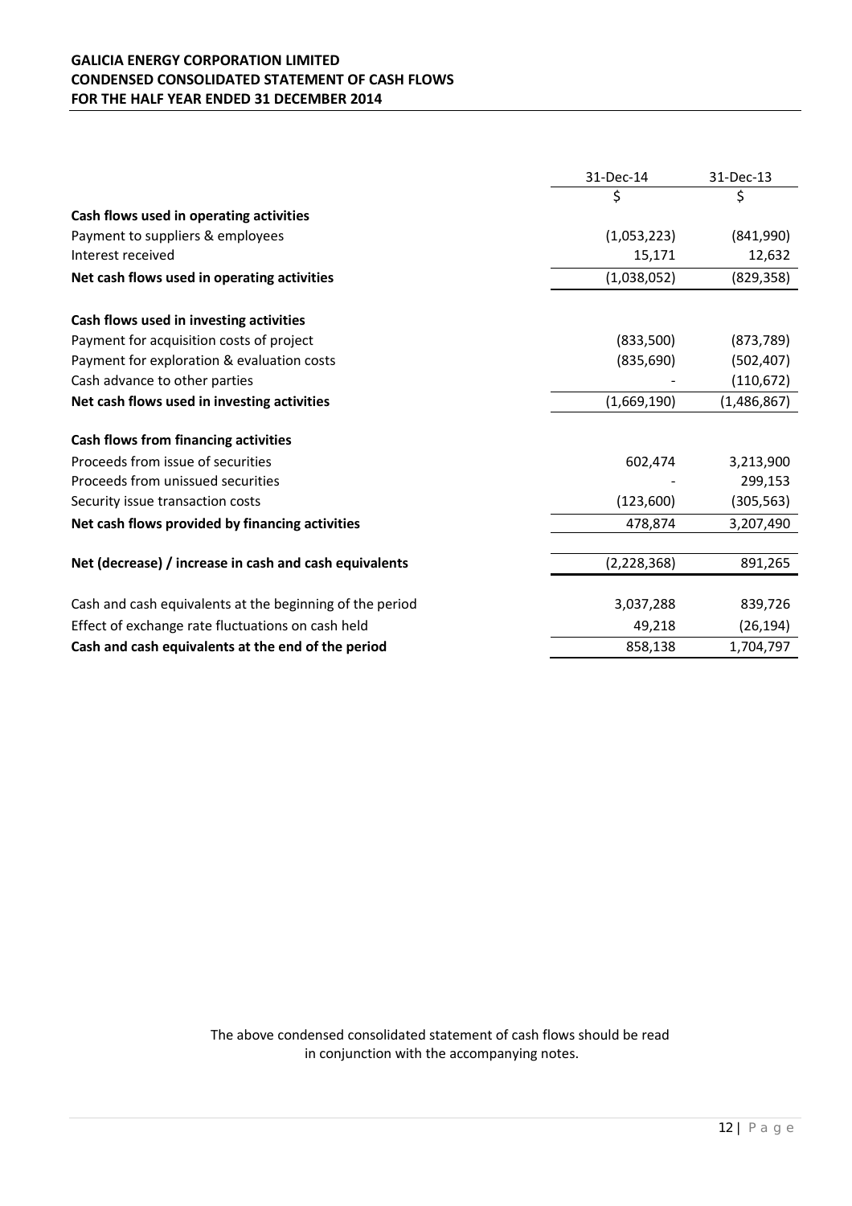**GALICIA ENERGY CORPORATION LIMITED**
**CONDENSED CONSOLIDATED STATEMENT OF CASH FLOWS**
**FOR THE HALF YEAR ENDED 31 DECEMBER 2014**

| | 31-Dec-14 | 31-Dec-13 |
|---|---|---|
| | $ | $ |
| **Cash flows used in operating activities** | | |
| Payment to suppliers & employees | (1,053,223) | (841,990) |
| Interest received | 15,171 | 12,632 |
| **Net cash flows used in operating activities** | (1,038,052) | (829,358) |
| | | |
| **Cash flows used in investing activities** | | |
| Payment for acquisition costs of project | (833,500) | (873,789) |
| Payment for exploration & evaluation costs | (835,690) | (502,407) |
| Cash advance to other parties | - | (110,672) |
| **Net cash flows used in investing activities** | (1,669,190) | (1,486,867) |
| | | |
| **Cash flows from financing activities** | | |
| Proceeds from issue of securities | 602,474 | 3,213,900 |
| Proceeds from unissued securities | - | 299,153 |
| Security issue transaction costs | (123,600) | (305,563) |
| **Net cash flows provided by financing activities** | 478,874 | 3,207,490 |
| | | |
| **Net (decrease) / increase in cash and cash equivalents** | (2,228,368) | 891,265 |
| | | |
| Cash and cash equivalents at the beginning of the period | 3,037,288 | 839,726 |
| Effect of exchange rate fluctuations on cash held | 49,218 | (26,194) |
| **Cash and cash equivalents at the end of the period** | 858,138 | 1,704,797 |

The above condensed consolidated statement of cash flows should be read in conjunction with the accompanying notes.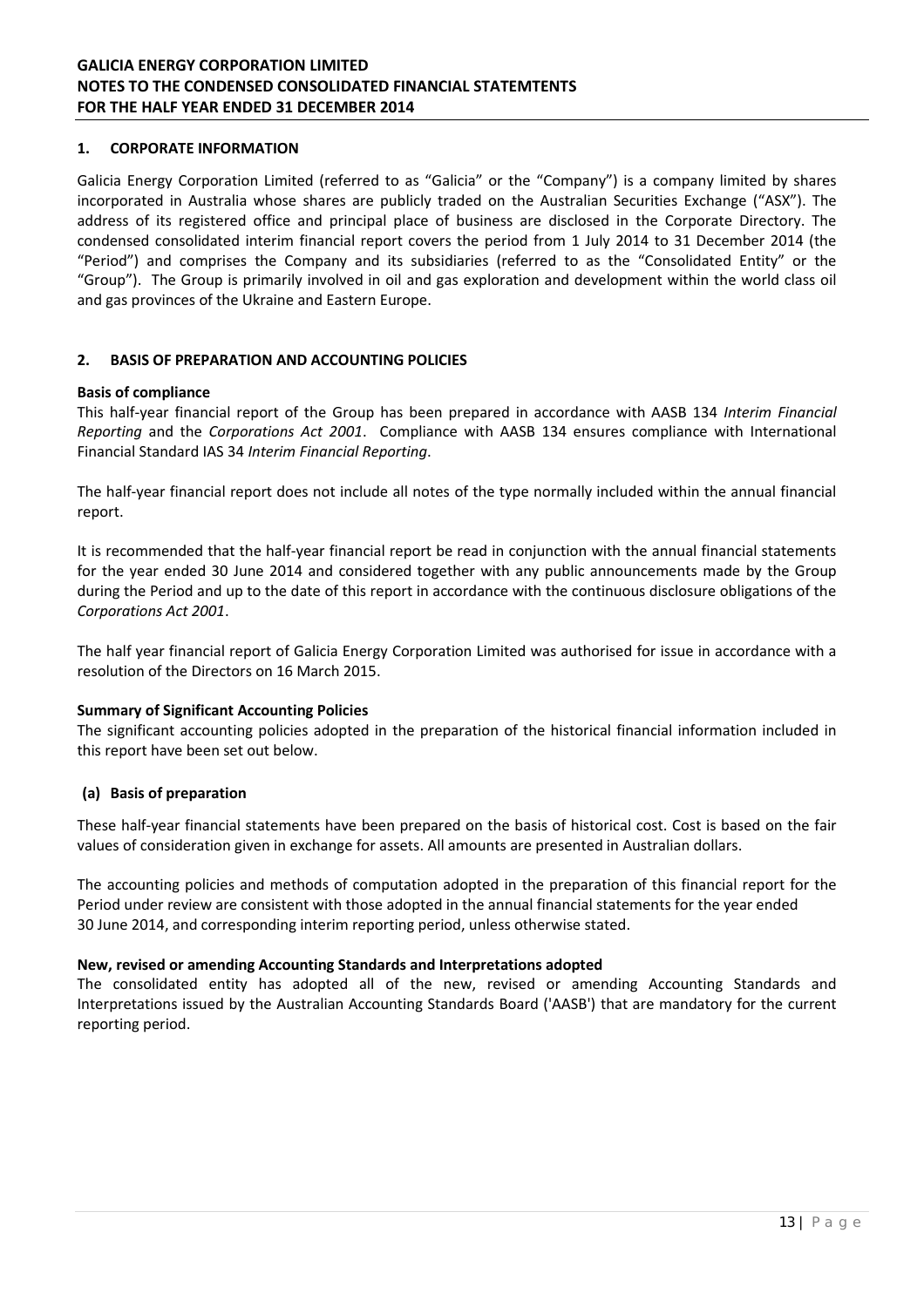# GALICIA ENERGY CORPORATION LIMITED
# NOTES TO THE CONDENSED CONSOLIDATED FINANCIAL STATEMTENTS
# FOR THE HALF YEAR ENDED 31 DECEMBER 2014

## 1. CORPORATE INFORMATION

Galicia Energy Corporation Limited (referred to as "Galicia" or the "Company") is a company limited by shares incorporated in Australia whose shares are publicly traded on the Australian Securities Exchange ("ASX"). The address of its registered office and principal place of business are disclosed in the Corporate Directory. The condensed consolidated interim financial report covers the period from 1 July 2014 to 31 December 2014 (the "Period") and comprises the Company and its subsidiaries (referred to as the "Consolidated Entity" or the "Group"). The Group is primarily involved in oil and gas exploration and development within the world class oil and gas provinces of the Ukraine and Eastern Europe.

## 2. BASIS OF PREPARATION AND ACCOUNTING POLICIES

**Basis of compliance**

This half-year financial report of the Group has been prepared in accordance with AASB 134 *Interim Financial Reporting* and the *Corporations Act 2001*. Compliance with AASB 134 ensures compliance with International Financial Standard IAS 34 *Interim Financial Reporting*.

The half-year financial report does not include all notes of the type normally included within the annual financial report.

It is recommended that the half-year financial report be read in conjunction with the annual financial statements for the year ended 30 June 2014 and considered together with any public announcements made by the Group during the Period and up to the date of this report in accordance with the continuous disclosure obligations of the *Corporations Act 2001*.

The half year financial report of Galicia Energy Corporation Limited was authorised for issue in accordance with a resolution of the Directors on 16 March 2015.

**Summary of Significant Accounting Policies**

The significant accounting policies adopted in the preparation of the historical financial information included in this report have been set out below.

### (a) Basis of preparation

These half-year financial statements have been prepared on the basis of historical cost. Cost is based on the fair values of consideration given in exchange for assets. All amounts are presented in Australian dollars.

The accounting policies and methods of computation adopted in the preparation of this financial report for the Period under review are consistent with those adopted in the annual financial statements for the year ended 30 June 2014, and corresponding interim reporting period, unless otherwise stated.

**New, revised or amending Accounting Standards and Interpretations adopted**

The consolidated entity has adopted all of the new, revised or amending Accounting Standards and Interpretations issued by the Australian Accounting Standards Board ('AASB') that are mandatory for the current reporting period.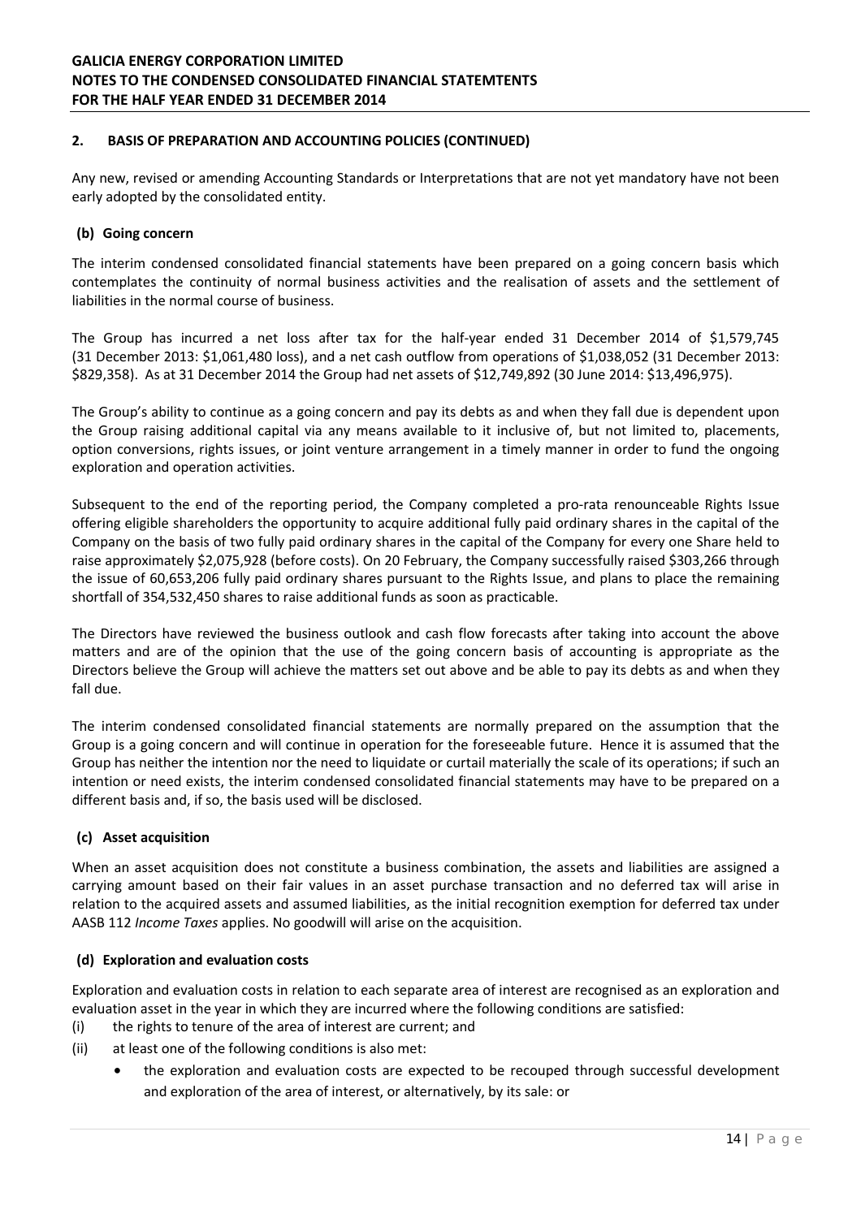## 2. BASIS OF PREPARATION AND ACCOUNTING POLICIES (CONTINUED)

Any new, revised or amending Accounting Standards or Interpretations that are not yet mandatory have not been early adopted by the consolidated entity.

### (b) Going concern

The interim condensed consolidated financial statements have been prepared on a going concern basis which contemplates the continuity of normal business activities and the realisation of assets and the settlement of liabilities in the normal course of business.

The Group has incurred a net loss after tax for the half-year ended 31 December 2014 of $1,579,745 (31 December 2013: $1,061,480 loss), and a net cash outflow from operations of $1,038,052 (31 December 2013: $829,358). As at 31 December 2014 the Group had net assets of $12,749,892 (30 June 2014: $13,496,975).

The Group's ability to continue as a going concern and pay its debts as and when they fall due is dependent upon the Group raising additional capital via any means available to it inclusive of, but not limited to, placements, option conversions, rights issues, or joint venture arrangement in a timely manner in order to fund the ongoing exploration and operation activities.

Subsequent to the end of the reporting period, the Company completed a pro-rata renounceable Rights Issue offering eligible shareholders the opportunity to acquire additional fully paid ordinary shares in the capital of the Company on the basis of two fully paid ordinary shares in the capital of the Company for every one Share held to raise approximately $2,075,928 (before costs). On 20 February, the Company successfully raised $303,266 through the issue of 60,653,206 fully paid ordinary shares pursuant to the Rights Issue, and plans to place the remaining shortfall of 354,532,450 shares to raise additional funds as soon as practicable.

The Directors have reviewed the business outlook and cash flow forecasts after taking into account the above matters and are of the opinion that the use of the going concern basis of accounting is appropriate as the Directors believe the Group will achieve the matters set out above and be able to pay its debts as and when they fall due.

The interim condensed consolidated financial statements are normally prepared on the assumption that the Group is a going concern and will continue in operation for the foreseeable future. Hence it is assumed that the Group has neither the intention nor the need to liquidate or curtail materially the scale of its operations; if such an intention or need exists, the interim condensed consolidated financial statements may have to be prepared on a different basis and, if so, the basis used will be disclosed.

### (c) Asset acquisition

When an asset acquisition does not constitute a business combination, the assets and liabilities are assigned a carrying amount based on their fair values in an asset purchase transaction and no deferred tax will arise in relation to the acquired assets and assumed liabilities, as the initial recognition exemption for deferred tax under AASB 112 *Income Taxes* applies. No goodwill will arise on the acquisition.

### (d) Exploration and evaluation costs

Exploration and evaluation costs in relation to each separate area of interest are recognised as an exploration and evaluation asset in the year in which they are incurred where the following conditions are satisfied:

(i) the rights to tenure of the area of interest are current; and

(ii) at least one of the following conditions is also met:

- the exploration and evaluation costs are expected to be recouped through successful development and exploration of the area of interest, or alternatively, by its sale: or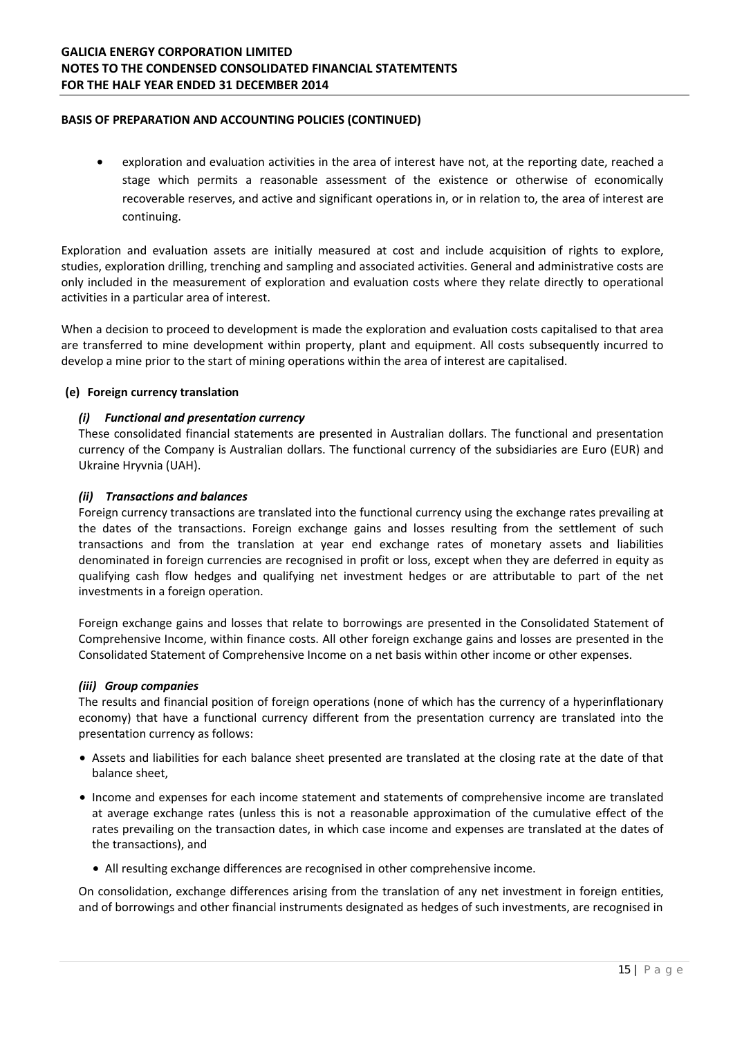## BASIS OF PREPARATION AND ACCOUNTING POLICIES (CONTINUED)

- exploration and evaluation activities in the area of interest have not, at the reporting date, reached a stage which permits a reasonable assessment of the existence or otherwise of economically recoverable reserves, and active and significant operations in, or in relation to, the area of interest are continuing.

Exploration and evaluation assets are initially measured at cost and include acquisition of rights to explore, studies, exploration drilling, trenching and sampling and associated activities. General and administrative costs are only included in the measurement of exploration and evaluation costs where they relate directly to operational activities in a particular area of interest.

When a decision to proceed to development is made the exploration and evaluation costs capitalised to that area are transferred to mine development within property, plant and equipment. All costs subsequently incurred to develop a mine prior to the start of mining operations within the area of interest are capitalised.

### (e) Foreign currency translation

#### *(i) Functional and presentation currency*

These consolidated financial statements are presented in Australian dollars. The functional and presentation currency of the Company is Australian dollars. The functional currency of the subsidiaries are Euro (EUR) and Ukraine Hryvnia (UAH).

#### *(ii) Transactions and balances*

Foreign currency transactions are translated into the functional currency using the exchange rates prevailing at the dates of the transactions. Foreign exchange gains and losses resulting from the settlement of such transactions and from the translation at year end exchange rates of monetary assets and liabilities denominated in foreign currencies are recognised in profit or loss, except when they are deferred in equity as qualifying cash flow hedges and qualifying net investment hedges or are attributable to part of the net investments in a foreign operation.

Foreign exchange gains and losses that relate to borrowings are presented in the Consolidated Statement of Comprehensive Income, within finance costs. All other foreign exchange gains and losses are presented in the Consolidated Statement of Comprehensive Income on a net basis within other income or other expenses.

#### *(iii) Group companies*

The results and financial position of foreign operations (none of which has the currency of a hyperinflationary economy) that have a functional currency different from the presentation currency are translated into the presentation currency as follows:

- Assets and liabilities for each balance sheet presented are translated at the closing rate at the date of that balance sheet,
- Income and expenses for each income statement and statements of comprehensive income are translated at average exchange rates (unless this is not a reasonable approximation of the cumulative effect of the rates prevailing on the transaction dates, in which case income and expenses are translated at the dates of the transactions), and
  - All resulting exchange differences are recognised in other comprehensive income.

On consolidation, exchange differences arising from the translation of any net investment in foreign entities, and of borrowings and other financial instruments designated as hedges of such investments, are recognised in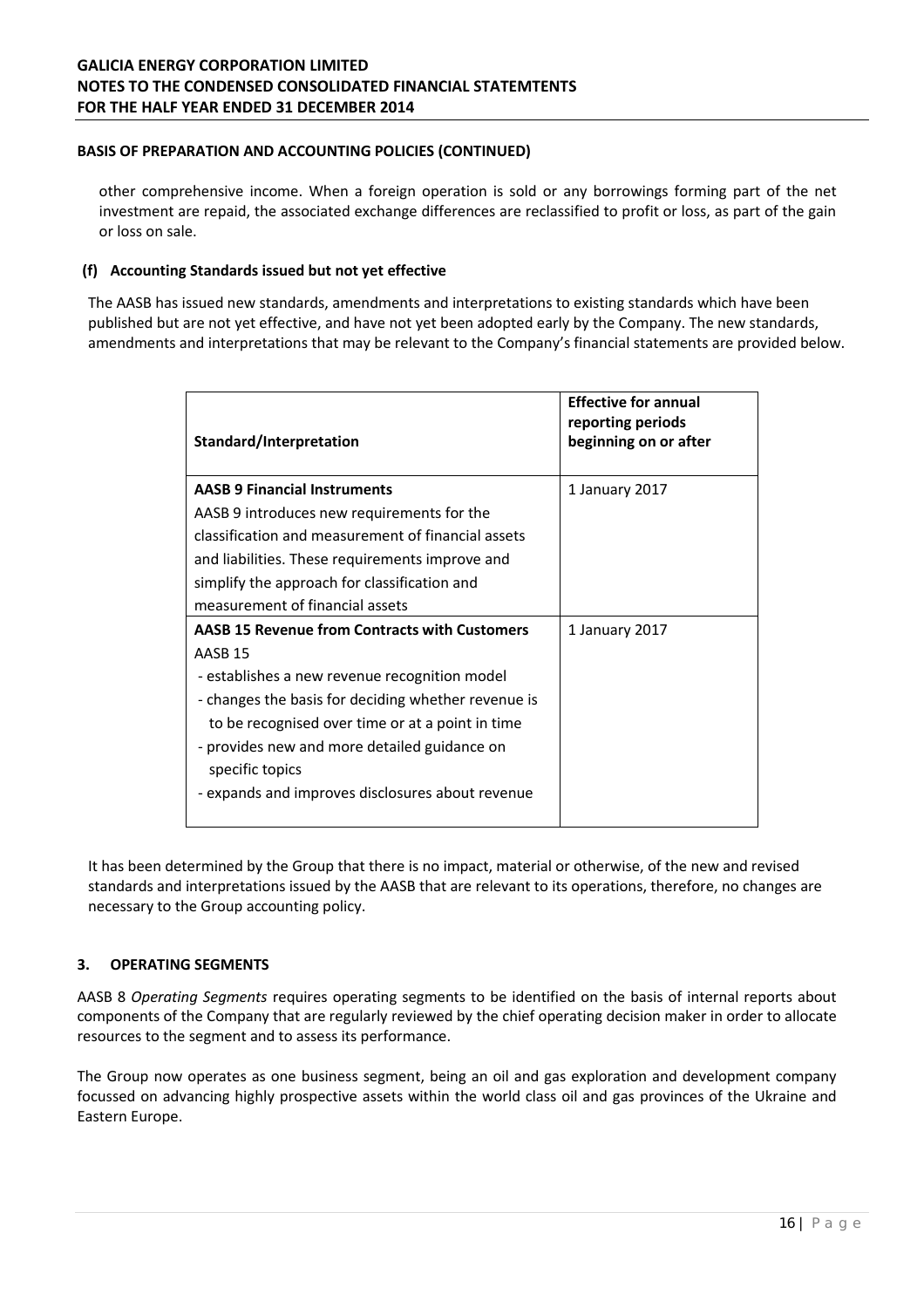## BASIS OF PREPARATION AND ACCOUNTING POLICIES (CONTINUED)

other comprehensive income. When a foreign operation is sold or any borrowings forming part of the net investment are repaid, the associated exchange differences are reclassified to profit or loss, as part of the gain or loss on sale.

### (f) Accounting Standards issued but not yet effective

The AASB has issued new standards, amendments and interpretations to existing standards which have been published but are not yet effective, and have not yet been adopted early by the Company. The new standards, amendments and interpretations that may be relevant to the Company's financial statements are provided below.

| Standard/Interpretation | Effective for annual reporting periods beginning on or after |
|---|---|
| **AASB 9 Financial Instruments**<br>AASB 9 introduces new requirements for the classification and measurement of financial assets and liabilities. These requirements improve and simplify the approach for classification and measurement of financial assets | 1 January 2017 |
| **AASB 15 Revenue from Contracts with Customers**<br>AASB 15<br>- establishes a new revenue recognition model<br>- changes the basis for deciding whether revenue is to be recognised over time or at a point in time<br>- provides new and more detailed guidance on specific topics<br>- expands and improves disclosures about revenue | 1 January 2017 |

It has been determined by the Group that there is no impact, material or otherwise, of the new and revised standards and interpretations issued by the AASB that are relevant to its operations, therefore, no changes are necessary to the Group accounting policy.

## 3. OPERATING SEGMENTS

AASB 8 *Operating Segments* requires operating segments to be identified on the basis of internal reports about components of the Company that are regularly reviewed by the chief operating decision maker in order to allocate resources to the segment and to assess its performance.

The Group now operates as one business segment, being an oil and gas exploration and development company focussed on advancing highly prospective assets within the world class oil and gas provinces of the Ukraine and Eastern Europe.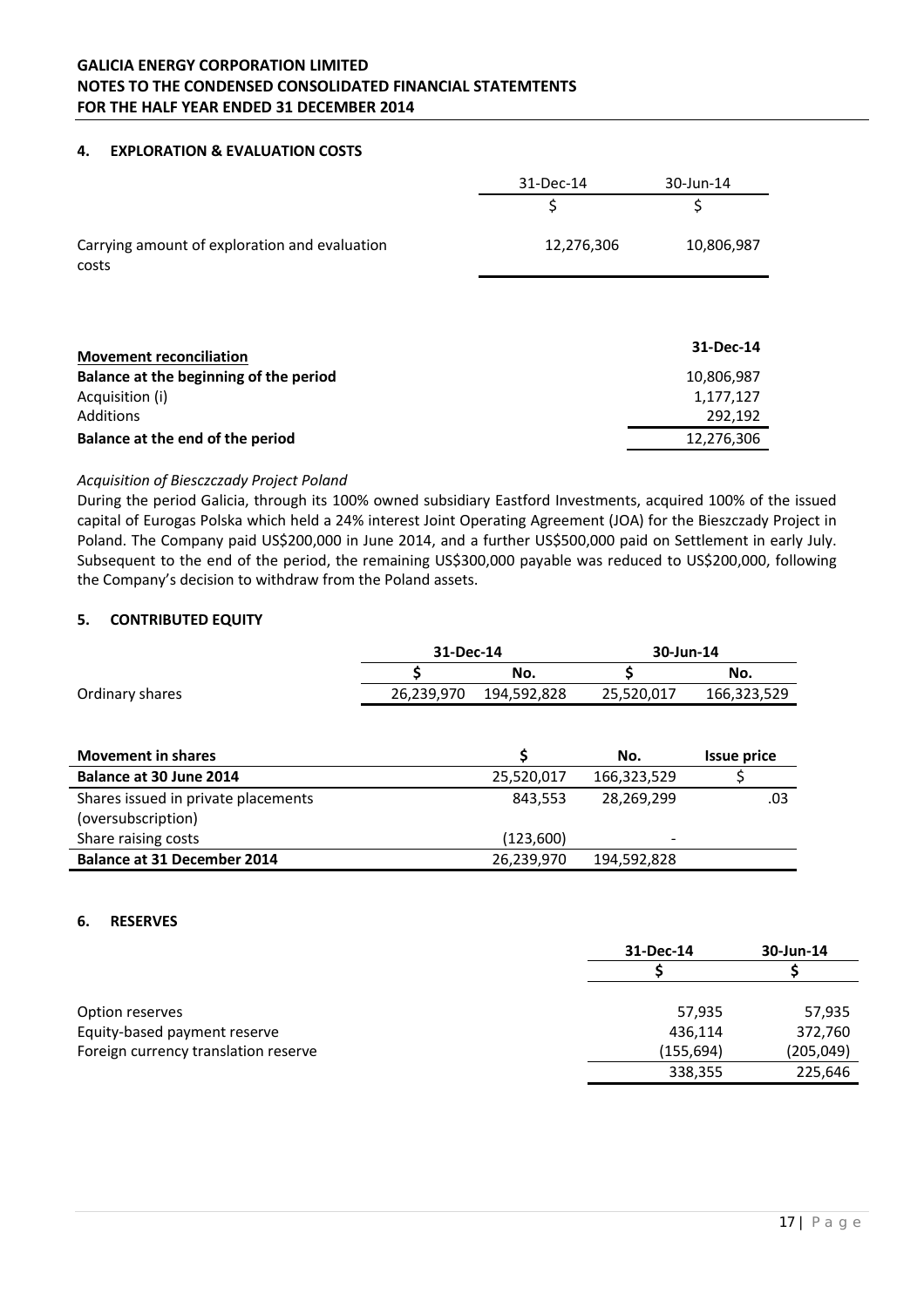## 4. EXPLORATION & EVALUATION COSTS

| | 31-Dec-14 | 30-Jun-14 |
|---|---|---|
| | $ | $ |
| Carrying amount of exploration and evaluation costs | 12,276,306 | 10,806,987 |

| **Movement reconciliation** | **31-Dec-14** |
|---|---|
| **Balance at the beginning of the period** | 10,806,987 |
| Acquisition (i) | 1,177,127 |
| Additions | 292,192 |
| **Balance at the end of the period** | 12,276,306 |

*Acquisition of Biesczczady Project Poland*

During the period Galicia, through its 100% owned subsidiary Eastford Investments, acquired 100% of the issued capital of Eurogas Polska which held a 24% interest Joint Operating Agreement (JOA) for the Bieszczady Project in Poland. The Company paid US$200,000 in June 2014, and a further US$500,000 paid on Settlement in early July. Subsequent to the end of the period, the remaining US$300,000 payable was reduced to US$200,000, following the Company's decision to withdraw from the Poland assets.

## 5. CONTRIBUTED EQUITY

| | **31-Dec-14** | | **30-Jun-14** | |
|---|---|---|---|---|
| | **$** | **No.** | **$** | **No.** |
| Ordinary shares | 26,239,970 | 194,592,828 | 25,520,017 | 166,323,529 |

| **Movement in shares** | **$** | **No.** | **Issue price** |
|---|---|---|---|
| **Balance at 30 June 2014** | 25,520,017 | 166,323,529 | $ |
| Shares issued in private placements (oversubscription) | 843,553 | 28,269,299 | .03 |
| Share raising costs | (123,600) | - | |
| **Balance at 31 December 2014** | 26,239,970 | 194,592,828 | |

## 6. RESERVES

| | **31-Dec-14** | **30-Jun-14** |
|---|---|---|
| | **$** | **$** |
| Option reserves | 57,935 | 57,935 |
| Equity-based payment reserve | 436,114 | 372,760 |
| Foreign currency translation reserve | (155,694) | (205,049) |
| | 338,355 | 225,646 |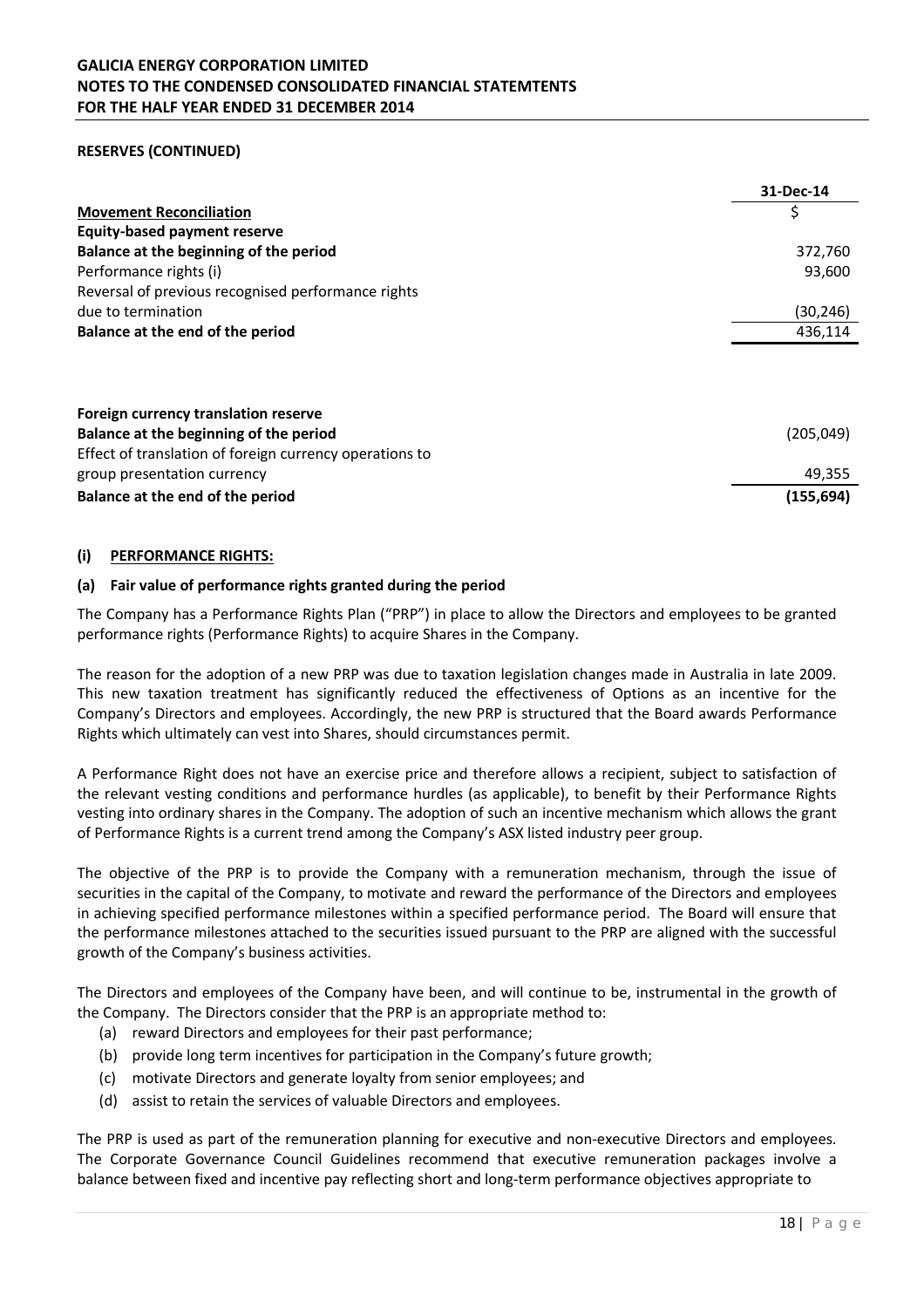**RESERVES (CONTINUED)**

| | 31-Dec-14 |
|---|---|
| **Movement Reconciliation** | $ |
| **Equity-based payment reserve** | |
| **Balance at the beginning of the period** | 372,760 |
| Performance rights (i) | 93,600 |
| Reversal of previous recognised performance rights due to termination | (30,246) |
| **Balance at the end of the period** | 436,114 |
| | |
| **Foreign currency translation reserve** | |
| **Balance at the beginning of the period** | (205,049) |
| Effect of translation of foreign currency operations to group presentation currency | 49,355 |
| **Balance at the end of the period** | **(155,694)** |

### (i) PERFORMANCE RIGHTS:

#### (a) Fair value of performance rights granted during the period

The Company has a Performance Rights Plan ("PRP") in place to allow the Directors and employees to be granted performance rights (Performance Rights) to acquire Shares in the Company.

The reason for the adoption of a new PRP was due to taxation legislation changes made in Australia in late 2009. This new taxation treatment has significantly reduced the effectiveness of Options as an incentive for the Company's Directors and employees. Accordingly, the new PRP is structured that the Board awards Performance Rights which ultimately can vest into Shares, should circumstances permit.

A Performance Right does not have an exercise price and therefore allows a recipient, subject to satisfaction of the relevant vesting conditions and performance hurdles (as applicable), to benefit by their Performance Rights vesting into ordinary shares in the Company. The adoption of such an incentive mechanism which allows the grant of Performance Rights is a current trend among the Company's ASX listed industry peer group.

The objective of the PRP is to provide the Company with a remuneration mechanism, through the issue of securities in the capital of the Company, to motivate and reward the performance of the Directors and employees in achieving specified performance milestones within a specified performance period. The Board will ensure that the performance milestones attached to the securities issued pursuant to the PRP are aligned with the successful growth of the Company's business activities.

The Directors and employees of the Company have been, and will continue to be, instrumental in the growth of the Company. The Directors consider that the PRP is an appropriate method to:

(a) reward Directors and employees for their past performance;
(b) provide long term incentives for participation in the Company's future growth;
(c) motivate Directors and generate loyalty from senior employees; and
(d) assist to retain the services of valuable Directors and employees.

The PRP is used as part of the remuneration planning for executive and non-executive Directors and employees. The Corporate Governance Council Guidelines recommend that executive remuneration packages involve a balance between fixed and incentive pay reflecting short and long-term performance objectives appropriate to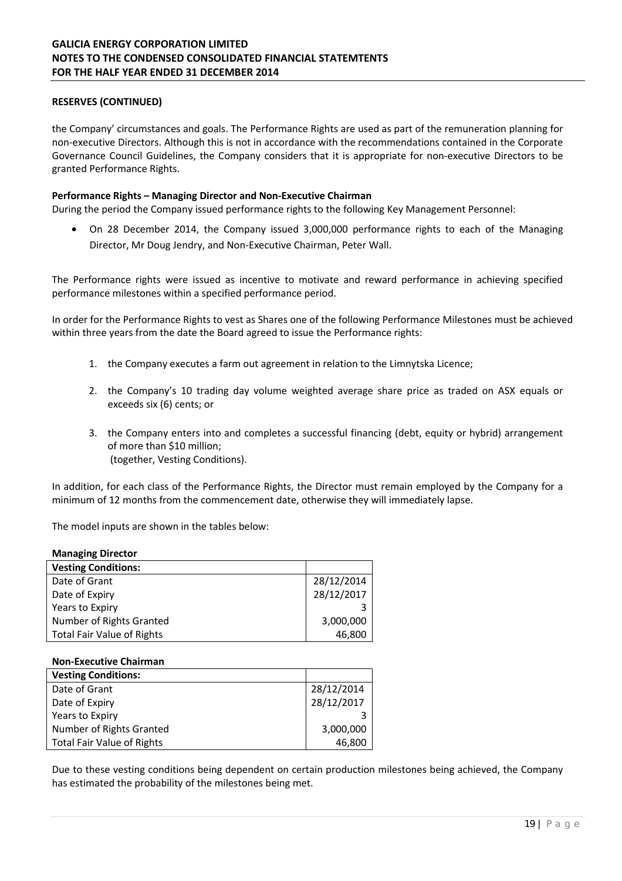## RESERVES (CONTINUED)

the Company' circumstances and goals. The Performance Rights are used as part of the remuneration planning for non-executive Directors. Although this is not in accordance with the recommendations contained in the Corporate Governance Council Guidelines, the Company considers that it is appropriate for non-executive Directors to be granted Performance Rights.

**Performance Rights – Managing Director and Non-Executive Chairman**

During the period the Company issued performance rights to the following Key Management Personnel:

- On 28 December 2014, the Company issued 3,000,000 performance rights to each of the Managing Director, Mr Doug Jendry, and Non-Executive Chairman, Peter Wall.

The Performance rights were issued as incentive to motivate and reward performance in achieving specified performance milestones within a specified performance period.

In order for the Performance Rights to vest as Shares one of the following Performance Milestones must be achieved within three years from the date the Board agreed to issue the Performance rights:

1. the Company executes a farm out agreement in relation to the Limnytska Licence;
2. the Company's 10 trading day volume weighted average share price as traded on ASX equals or exceeds six (6) cents; or
3. the Company enters into and completes a successful financing (debt, equity or hybrid) arrangement of more than $10 million;
   (together, Vesting Conditions).

In addition, for each class of the Performance Rights, the Director must remain employed by the Company for a minimum of 12 months from the commencement date, otherwise they will immediately lapse.

The model inputs are shown in the tables below:

**Managing Director**

| Vesting Conditions: | |
|---|---|
| Date of Grant | 28/12/2014 |
| Date of Expiry | 28/12/2017 |
| Years to Expiry | 3 |
| Number of Rights Granted | 3,000,000 |
| Total Fair Value of Rights | 46,800 |

**Non-Executive Chairman**

| Vesting Conditions: | |
|---|---|
| Date of Grant | 28/12/2014 |
| Date of Expiry | 28/12/2017 |
| Years to Expiry | 3 |
| Number of Rights Granted | 3,000,000 |
| Total Fair Value of Rights | 46,800 |

Due to these vesting conditions being dependent on certain production milestones being achieved, the Company has estimated the probability of the milestones being met.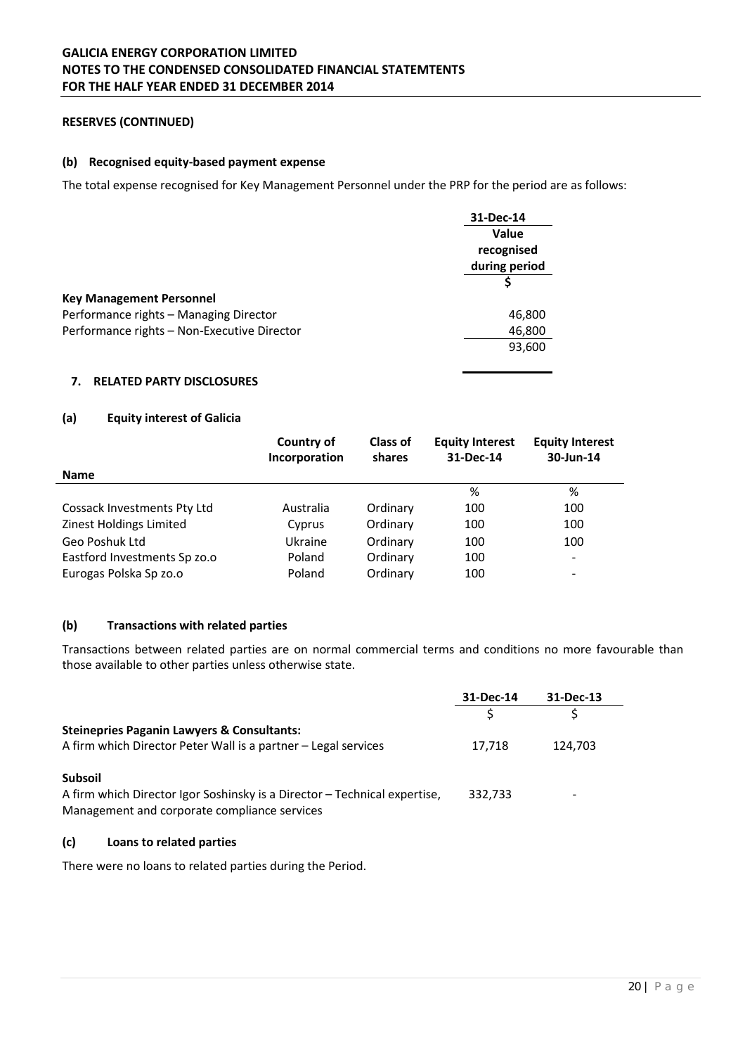**RESERVES (CONTINUED)**

**(b) Recognised equity-based payment expense**

The total expense recognised for Key Management Personnel under the PRP for the period are as follows:

| | 31-Dec-14 |
|---|---|
| | Value recognised during period |
| | $ |
| **Key Management Personnel** | |
| Performance rights – Managing Director | 46,800 |
| Performance rights – Non-Executive Director | 46,800 |
| | 93,600 |

## 7. RELATED PARTY DISCLOSURES

**(a) Equity interest of Galicia**

| Name | Country of Incorporation | Class of shares | Equity Interest 31-Dec-14 | Equity Interest 30-Jun-14 |
|---|---|---|---|---|
| | | | % | % |
| Cossack Investments Pty Ltd | Australia | Ordinary | 100 | 100 |
| Zinest Holdings Limited | Cyprus | Ordinary | 100 | 100 |
| Geo Poshuk Ltd | Ukraine | Ordinary | 100 | 100 |
| Eastford Investments Sp zo.o | Poland | Ordinary | 100 | - |
| Eurogas Polska Sp zo.o | Poland | Ordinary | 100 | - |

**(b) Transactions with related parties**

Transactions between related parties are on normal commercial terms and conditions no more favourable than those available to other parties unless otherwise state.

| | 31-Dec-14 | 31-Dec-13 |
|---|---|---|
| | $ | $ |
| **Steinepries Paganin Lawyers & Consultants:** | | |
| A firm which Director Peter Wall is a partner – Legal services | 17,718 | 124,703 |
| **Subsoil** | | |
| A firm which Director Igor Soshinsky is a Director – Technical expertise, Management and corporate compliance services | 332,733 | - |

**(c) Loans to related parties**

There were no loans to related parties during the Period.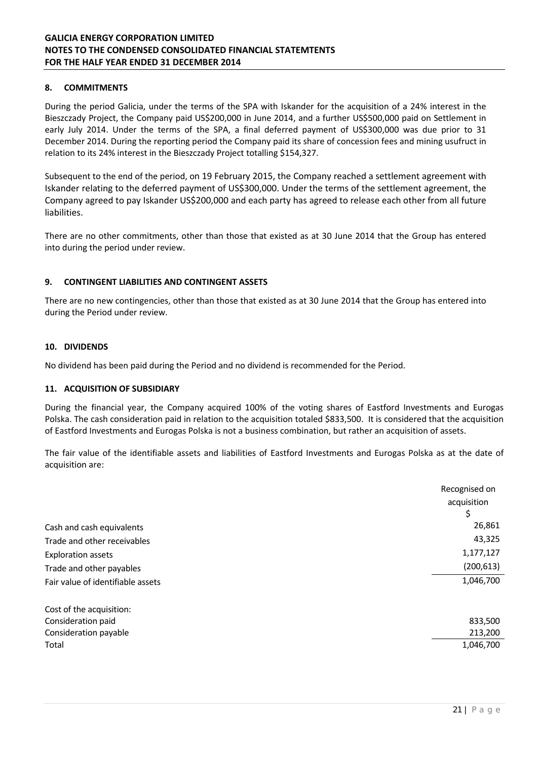## 8. COMMITMENTS

During the period Galicia, under the terms of the SPA with Iskander for the acquisition of a 24% interest in the Bieszczady Project, the Company paid US$200,000 in June 2014, and a further US$500,000 paid on Settlement in early July 2014. Under the terms of the SPA, a final deferred payment of US$300,000 was due prior to 31 December 2014. During the reporting period the Company paid its share of concession fees and mining usufruct in relation to its 24% interest in the Bieszczady Project totalling $154,327.

Subsequent to the end of the period, on 19 February 2015, the Company reached a settlement agreement with Iskander relating to the deferred payment of US$300,000. Under the terms of the settlement agreement, the Company agreed to pay Iskander US$200,000 and each party has agreed to release each other from all future liabilities.

There are no other commitments, other than those that existed as at 30 June 2014 that the Group has entered into during the period under review.

## 9. CONTINGENT LIABILITIES AND CONTINGENT ASSETS

There are no new contingencies, other than those that existed as at 30 June 2014 that the Group has entered into during the Period under review.

## 10. DIVIDENDS

No dividend has been paid during the Period and no dividend is recommended for the Period.

## 11. ACQUISITION OF SUBSIDIARY

During the financial year, the Company acquired 100% of the voting shares of Eastford Investments and Eurogas Polska. The cash consideration paid in relation to the acquisition totaled $833,500. It is considered that the acquisition of Eastford Investments and Eurogas Polska is not a business combination, but rather an acquisition of assets.

The fair value of the identifiable assets and liabilities of Eastford Investments and Eurogas Polska as at the date of acquisition are:

| | Recognised on acquisition $ |
|---|---|
| Cash and cash equivalents | 26,861 |
| Trade and other receivables | 43,325 |
| Exploration assets | 1,177,127 |
| Trade and other payables | (200,613) |
| Fair value of identifiable assets | 1,046,700 |
| | |
| Cost of the acquisition: | |
| Consideration paid | 833,500 |
| Consideration payable | 213,200 |
| Total | 1,046,700 |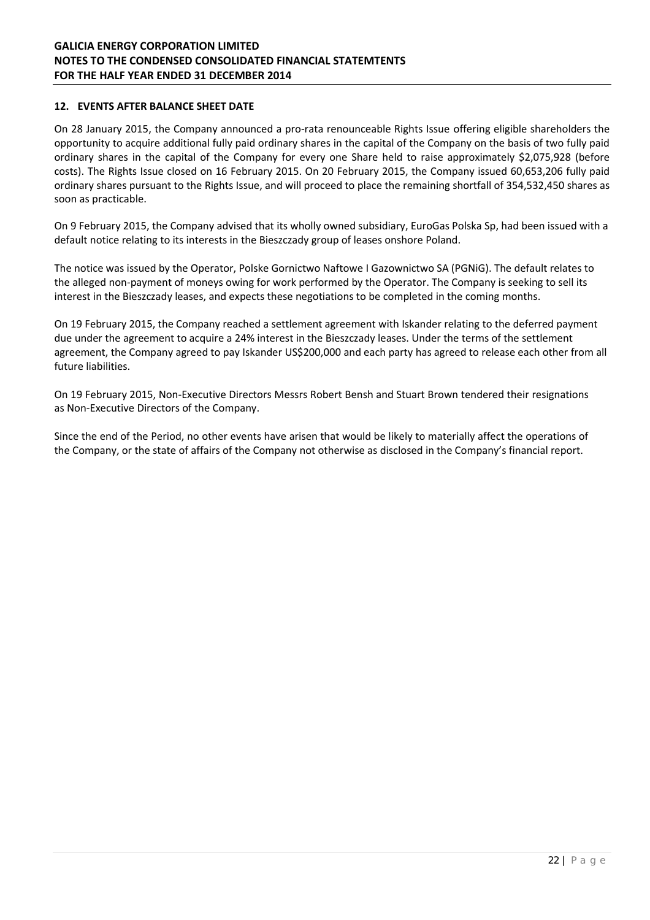## 12. EVENTS AFTER BALANCE SHEET DATE

On 28 January 2015, the Company announced a pro-rata renounceable Rights Issue offering eligible shareholders the opportunity to acquire additional fully paid ordinary shares in the capital of the Company on the basis of two fully paid ordinary shares in the capital of the Company for every one Share held to raise approximately $2,075,928 (before costs). The Rights Issue closed on 16 February 2015. On 20 February 2015, the Company issued 60,653,206 fully paid ordinary shares pursuant to the Rights Issue, and will proceed to place the remaining shortfall of 354,532,450 shares as soon as practicable.

On 9 February 2015, the Company advised that its wholly owned subsidiary, EuroGas Polska Sp, had been issued with a default notice relating to its interests in the Bieszczady group of leases onshore Poland.

The notice was issued by the Operator, Polske Gornictwo Naftowe I Gazownictwo SA (PGNiG). The default relates to the alleged non-payment of moneys owing for work performed by the Operator. The Company is seeking to sell its interest in the Bieszczady leases, and expects these negotiations to be completed in the coming months.

On 19 February 2015, the Company reached a settlement agreement with Iskander relating to the deferred payment due under the agreement to acquire a 24% interest in the Bieszczady leases. Under the terms of the settlement agreement, the Company agreed to pay Iskander US$200,000 and each party has agreed to release each other from all future liabilities.

On 19 February 2015, Non-Executive Directors Messrs Robert Bensh and Stuart Brown tendered their resignations as Non-Executive Directors of the Company.

Since the end of the Period, no other events have arisen that would be likely to materially affect the operations of the Company, or the state of affairs of the Company not otherwise as disclosed in the Company's financial report.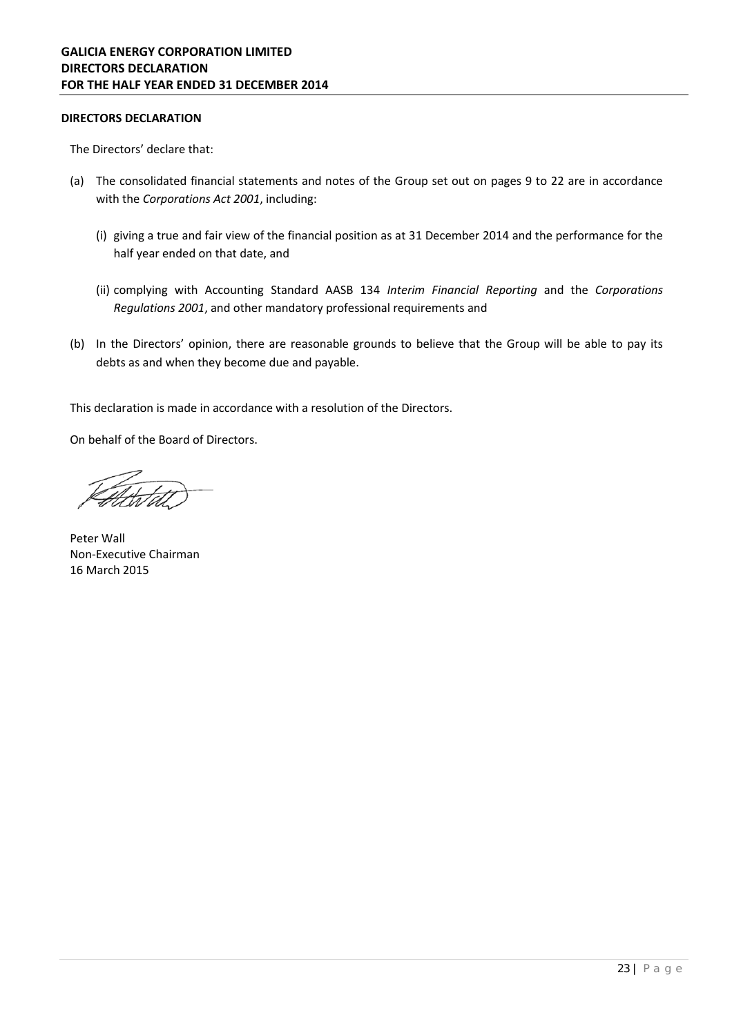# GALICIA ENERGY CORPORATION LIMITED
## DIRECTORS DECLARATION
## FOR THE HALF YEAR ENDED 31 DECEMBER 2014

**DIRECTORS DECLARATION**

The Directors' declare that:

(a) The consolidated financial statements and notes of the Group set out on pages 9 to 22 are in accordance with the *Corporations Act 2001*, including:

  (i) giving a true and fair view of the financial position as at 31 December 2014 and the performance for the half year ended on that date, and

  (ii) complying with Accounting Standard AASB 134 *Interim Financial Reporting* and the *Corporations Regulations 2001*, and other mandatory professional requirements and

(b) In the Directors' opinion, there are reasonable grounds to believe that the Group will be able to pay its debts as and when they become due and payable.

This declaration is made in accordance with a resolution of the Directors.

On behalf of the Board of Directors.

Peter Wall
Non-Executive Chairman
16 March 2015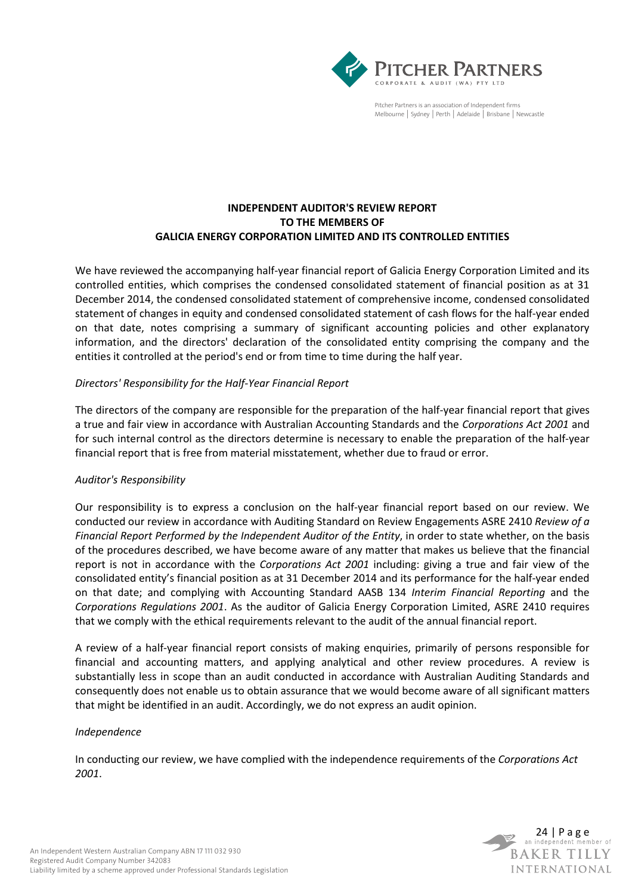# INDEPENDENT AUDITOR'S REVIEW REPORT
# TO THE MEMBERS OF
# GALICIA ENERGY CORPORATION LIMITED AND ITS CONTROLLED ENTITIES

We have reviewed the accompanying half-year financial report of Galicia Energy Corporation Limited and its controlled entities, which comprises the condensed consolidated statement of financial position as at 31 December 2014, the condensed consolidated statement of comprehensive income, condensed consolidated statement of changes in equity and condensed consolidated statement of cash flows for the half-year ended on that date, notes comprising a summary of significant accounting policies and other explanatory information, and the directors' declaration of the consolidated entity comprising the company and the entities it controlled at the period's end or from time to time during the half year.

*Directors' Responsibility for the Half-Year Financial Report*

The directors of the company are responsible for the preparation of the half-year financial report that gives a true and fair view in accordance with Australian Accounting Standards and the *Corporations Act 2001* and for such internal control as the directors determine is necessary to enable the preparation of the half-year financial report that is free from material misstatement, whether due to fraud or error.

*Auditor's Responsibility*

Our responsibility is to express a conclusion on the half-year financial report based on our review. We conducted our review in accordance with Auditing Standard on Review Engagements ASRE 2410 *Review of a Financial Report Performed by the Independent Auditor of the Entity*, in order to state whether, on the basis of the procedures described, we have become aware of any matter that makes us believe that the financial report is not in accordance with the *Corporations Act 2001* including: giving a true and fair view of the consolidated entity's financial position as at 31 December 2014 and its performance for the half-year ended on that date; and complying with Accounting Standard AASB 134 *Interim Financial Reporting* and the *Corporations Regulations 2001*. As the auditor of Galicia Energy Corporation Limited, ASRE 2410 requires that we comply with the ethical requirements relevant to the audit of the annual financial report.

A review of a half-year financial report consists of making enquiries, primarily of persons responsible for financial and accounting matters, and applying analytical and other review procedures. A review is substantially less in scope than an audit conducted in accordance with Australian Auditing Standards and consequently does not enable us to obtain assurance that we would become aware of all significant matters that might be identified in an audit. Accordingly, we do not express an audit opinion.

*Independence*

In conducting our review, we have complied with the independence requirements of the *Corporations Act 2001*.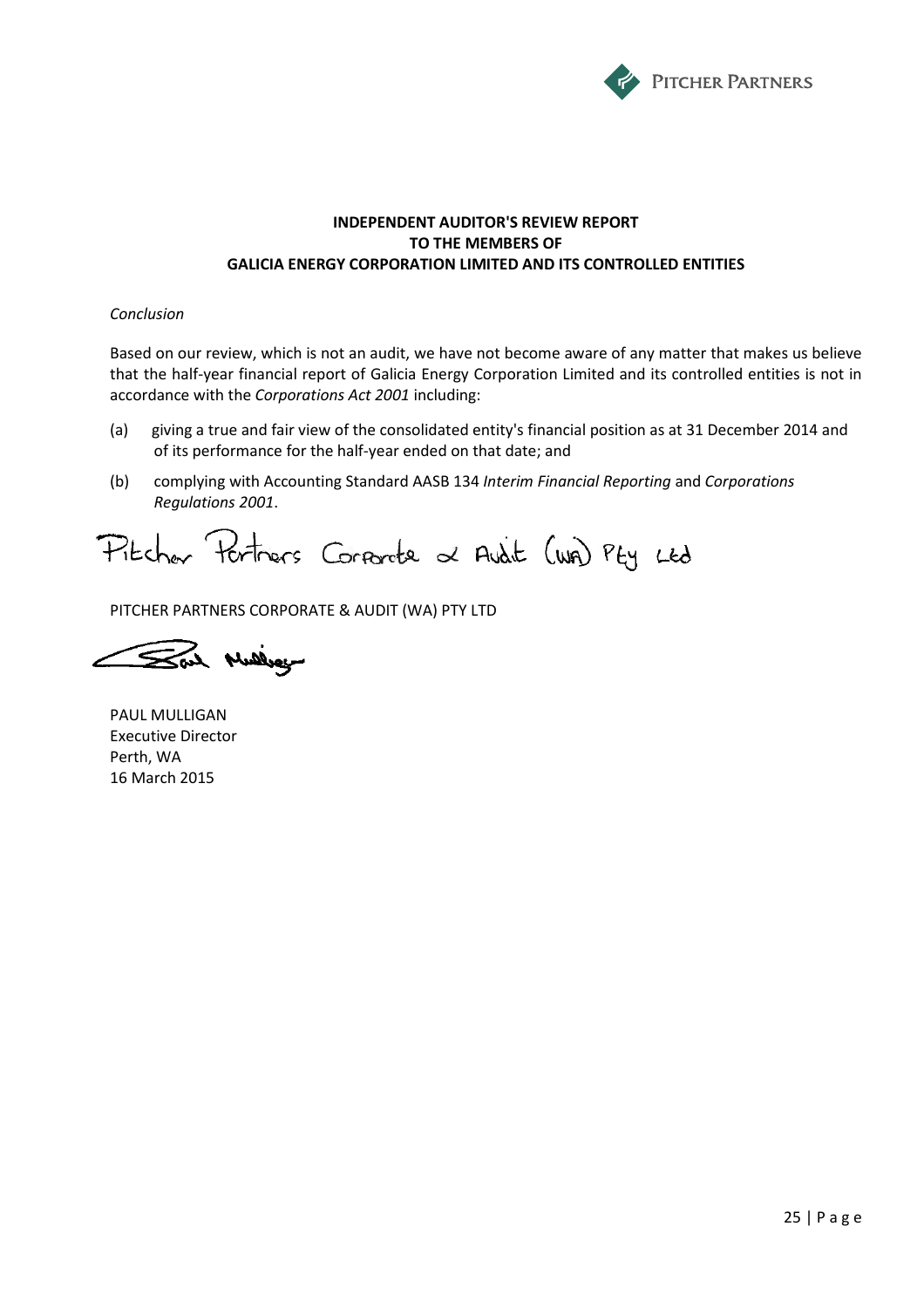**INDEPENDENT AUDITOR'S REVIEW REPORT**
**TO THE MEMBERS OF**
**GALICIA ENERGY CORPORATION LIMITED AND ITS CONTROLLED ENTITIES**

*Conclusion*

Based on our review, which is not an audit, we have not become aware of any matter that makes us believe that the half-year financial report of Galicia Energy Corporation Limited and its controlled entities is not in accordance with the *Corporations Act 2001* including:

(a) giving a true and fair view of the consolidated entity's financial position as at 31 December 2014 and of its performance for the half-year ended on that date; and

(b) complying with Accounting Standard AASB 134 *Interim Financial Reporting* and *Corporations Regulations 2001*.

Pitcher Partners Corporate & Audit (WA) Pty Ltd

PITCHER PARTNERS CORPORATE & AUDIT (WA) PTY LTD

Paul Mulligan

PAUL MULLIGAN
Executive Director
Perth, WA
16 March 2015